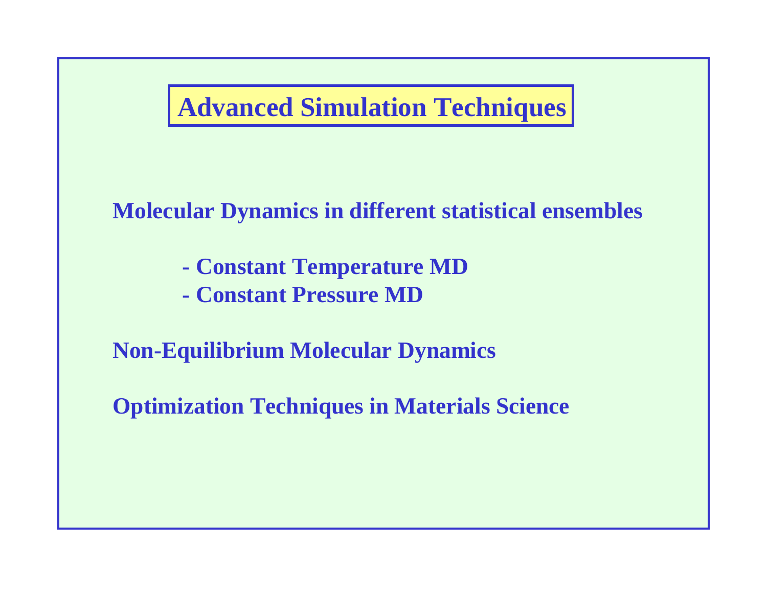# Advanced Simulation Techniques

**Molecular Dynamics in different statistical ensembles**

- **Constant Temperature MD**
- **Constant Pressure MD**

**Non-Equilibrium Molecular Dynamics**

**Optimization Techniques in Materials Science**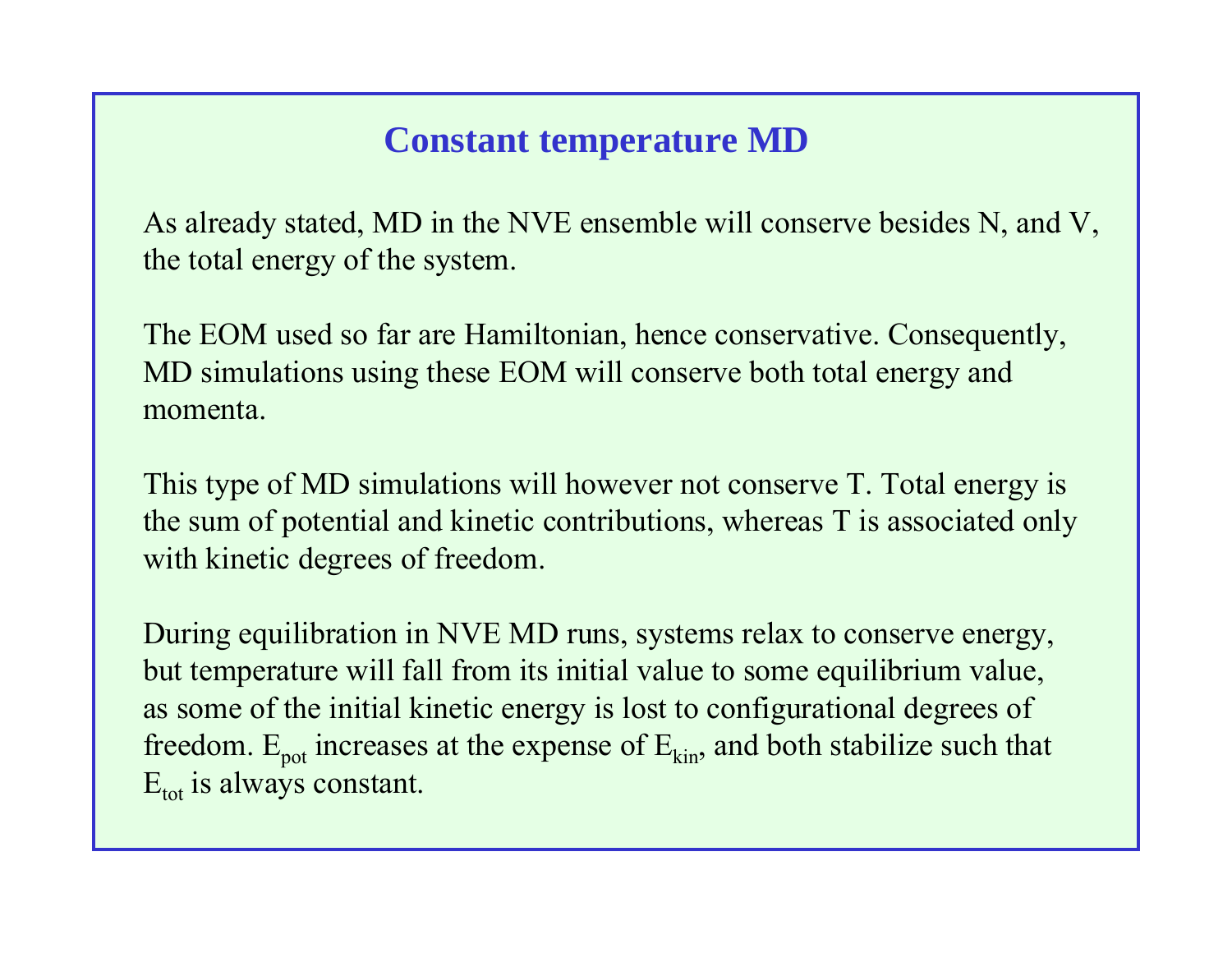# Constant temperature MD

As already stated, MD in the NVE ensemble will conserve besides N, and V, the total energy of the system.

The EOM used so far are Hamiltonian, hence conservative. Consequently, MD simulations using these EOM will conserve both total energy and momenta.

This type of MD simulations will however not conserve T. Total energy is the sum of potential and kinetic contributions, whereas T is associated only with kinetic degrees of freedom.

During equilibration in NVE MD runs, systems relax to conserve energy, but temperature will fall from its initial value to some equilibrium value, as some of the initial kinetic energy is lost to configurational degrees of freedom. $E_{pot}$ increases at the expense of $E_{kin}$, and both stabilize such that $E_{tot}$ is always constant.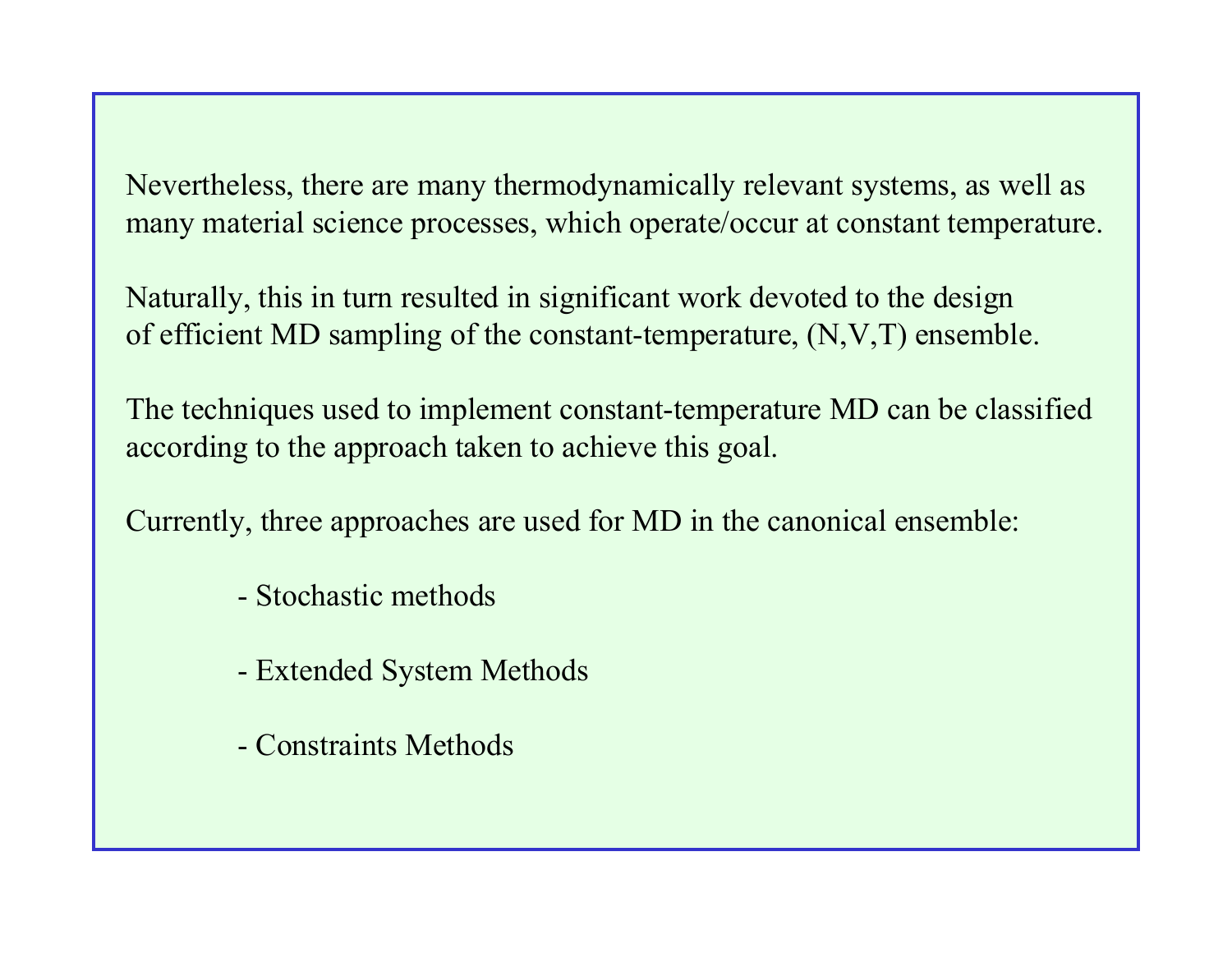Nevertheless, there are many thermodynamically relevant systems, as well as many material science processes, which operate/occur at constant temperature.

Naturally, this in turn resulted in significant work devoted to the design of efficient MD sampling of the constant-temperature, (N,V,T) ensemble.

The techniques used to implement constant-temperature MD can be classified according to the approach taken to achieve this goal.

Currently, three approaches are used for MD in the canonical ensemble:

- Stochastic methods
- Extended System Methods
- Constraints Methods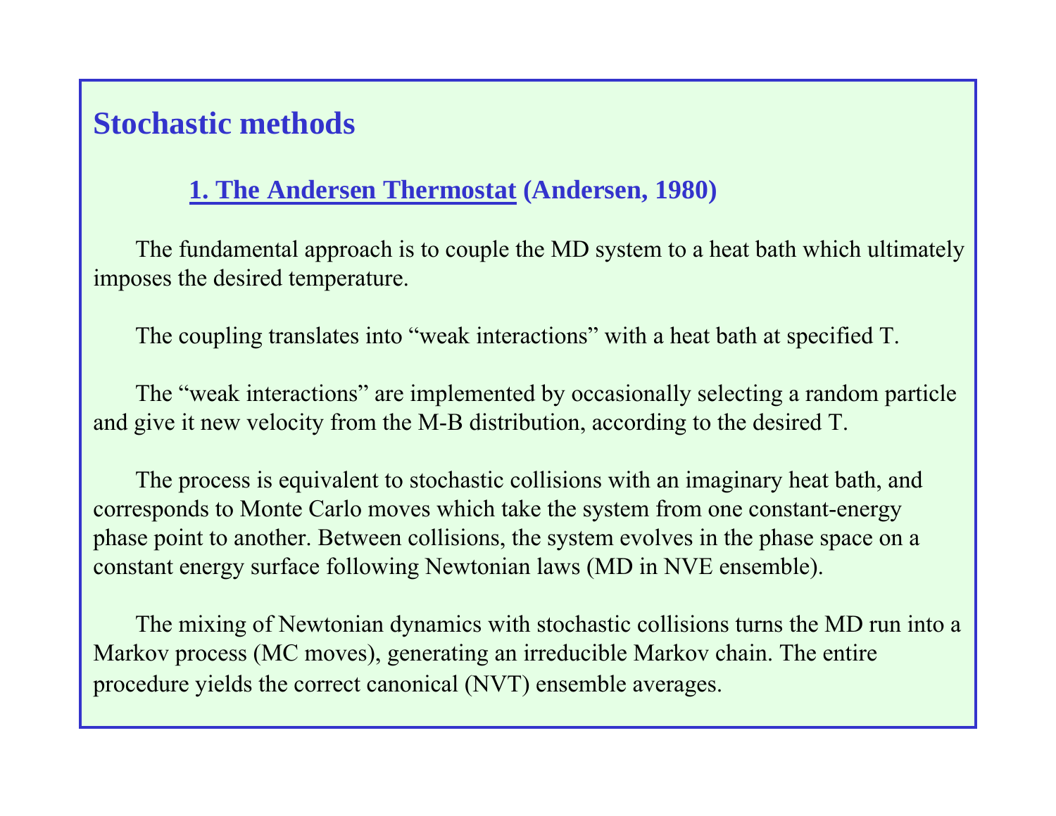## Stochastic methods

### 1. The Andersen Thermostat (Andersen, 1980)

The fundamental approach is to couple the MD system to a heat bath which ultimately imposes the desired temperature.

The coupling translates into "weak interactions" with a heat bath at specified T.

The "weak interactions" are implemented by occasionally selecting a random particle and give it new velocity from the M-B distribution, according to the desired T.

The process is equivalent to stochastic collisions with an imaginary heat bath, and corresponds to Monte Carlo moves which take the system from one constant-energy phase point to another. Between collisions, the system evolves in the phase space on a constant energy surface following Newtonian laws (MD in NVE ensemble).

The mixing of Newtonian dynamics with stochastic collisions turns the MD run into a Markov process (MC moves), generating an irreducible Markov chain. The entire procedure yields the correct canonical (NVT) ensemble averages.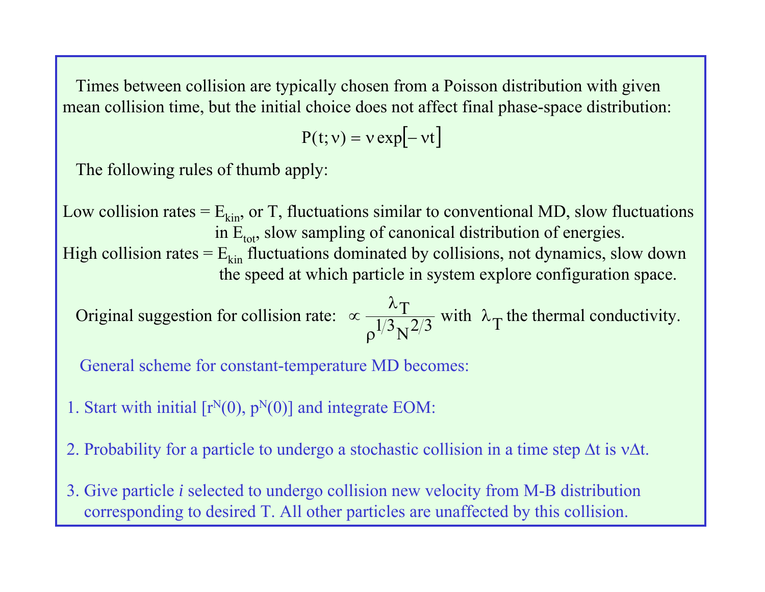Times between collision are typically chosen from a Poisson distribution with given mean collision time, but the initial choice does not affect final phase-space distribution:

$$P(t;\nu) = \nu \exp\left[-\nu t\right]$$

The following rules of thumb apply:

Low collision rates = $E_{kin}$, or T, fluctuations similar to conventional MD, slow fluctuations in $E_{tot}$, slow sampling of canonical distribution of energies.

High collision rates = $E_{kin}$ fluctuations dominated by collisions, not dynamics, slow down the speed at which particle in system explore configuration space.

Original suggestion for collision rate: $\propto \dfrac{\lambda_T}{\rho^{1/3} N^{2/3}}$ with $\lambda_T$ the thermal conductivity.

General scheme for constant-temperature MD becomes:

1. Start with initial $[r^N(0), p^N(0)]$ and integrate EOM:

2. Probability for a particle to undergo a stochastic collision in a time step $\Delta t$ is $\nu\Delta t$.

3. Give particle *i* selected to undergo collision new velocity from M-B distribution corresponding to desired T. All other particles are unaffected by this collision.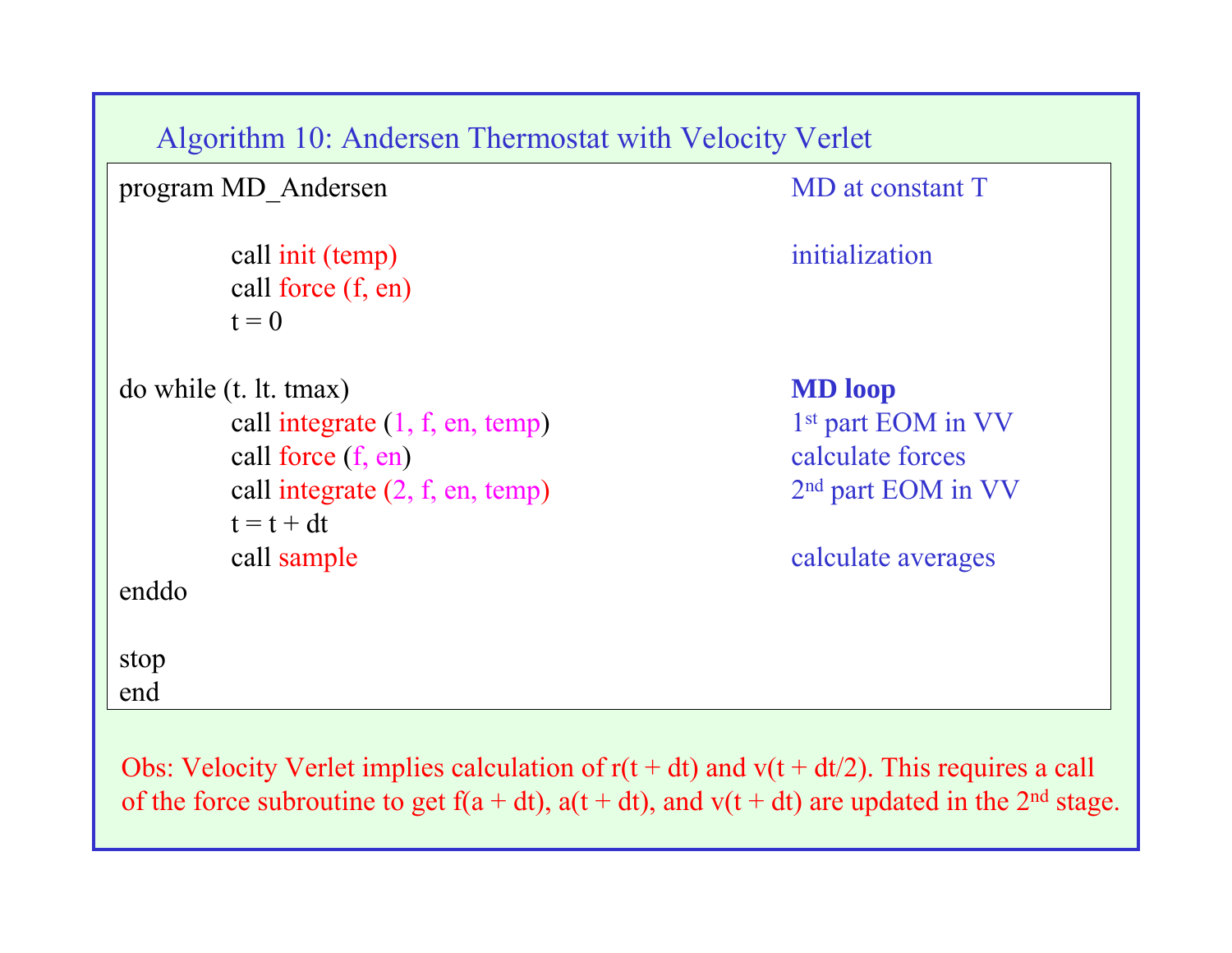## Algorithm 10: Andersen Thermostat with Velocity Verlet

| Code | Comment |
|---|---|
| `program MD_Andersen` | MD at constant T |
| `call init (temp)` | initialization |
| `call force (f, en)` | |
| `t = 0` | |
| `do while (t. lt. tmax)` | **MD loop** |
| `call integrate (1, f, en, temp)` | 1st part EOM in VV |
| `call force (f, en)` | calculate forces |
| `call integrate (2, f, en, temp)` | 2nd part EOM in VV |
| `t = t + dt` | |
| `call sample` | calculate averages |
| `enddo` | |
| `stop` | |
| `end` | |

```
program MD_Andersen

        call init (temp)
        call force (f, en)
        t = 0

do while (t. lt. tmax)
        call integrate (1, f, en, temp)
        call force (f, en)
        call integrate (2, f, en, temp)
        t = t + dt
        call sample
enddo

stop
end
```

Obs: Velocity Verlet implies calculation of r(t + dt) and v(t + dt/2). This requires a call of the force subroutine to get f(a + dt), a(t + dt), and v(t + dt) are updated in the 2nd stage.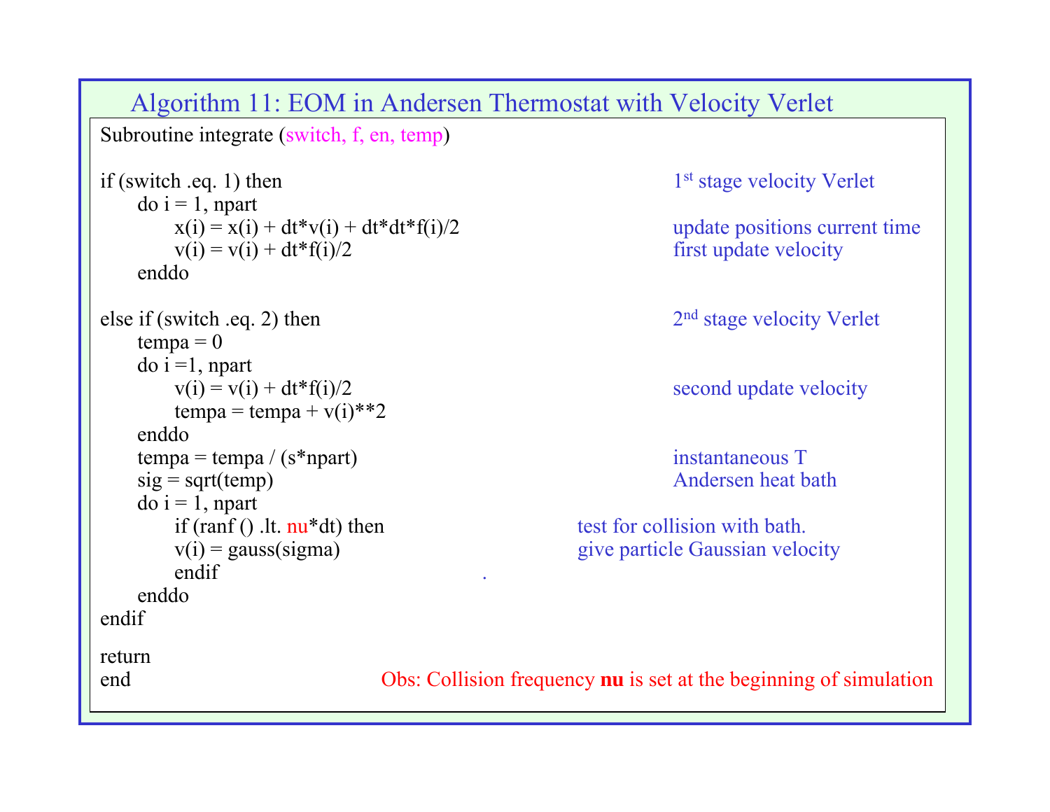## Algorithm 11: EOM in Andersen Thermostat with Velocity Verlet

```
Subroutine integrate (switch, f, en, temp)

if (switch .eq. 1) then                                    1st stage velocity Verlet
      do i = 1, npart
            x(i) = x(i) + dt*v(i) + dt*dt*f(i)/2           update positions current time
            v(i) = v(i) + dt*f(i)/2                        first update velocity
      enddo

else if (switch .eq. 2) then                               2nd stage velocity Verlet
      tempa = 0
      do i =1, npart
            v(i) = v(i) + dt*f(i)/2                        second update velocity
            tempa = tempa + v(i)**2
      enddo
      tempa = tempa / (s*npart)                            instantaneous T
      sig = sqrt(temp)                                     Andersen heat bath
      do i = 1, npart
            if (ranf () .lt. nu*dt) then               test for collision with bath.
            v(i) = gauss(sigma)                        give particle Gaussian velocity
            endif                               .
      enddo
endif

return
end
```

Obs: Collision frequency **nu** is set at the beginning of simulation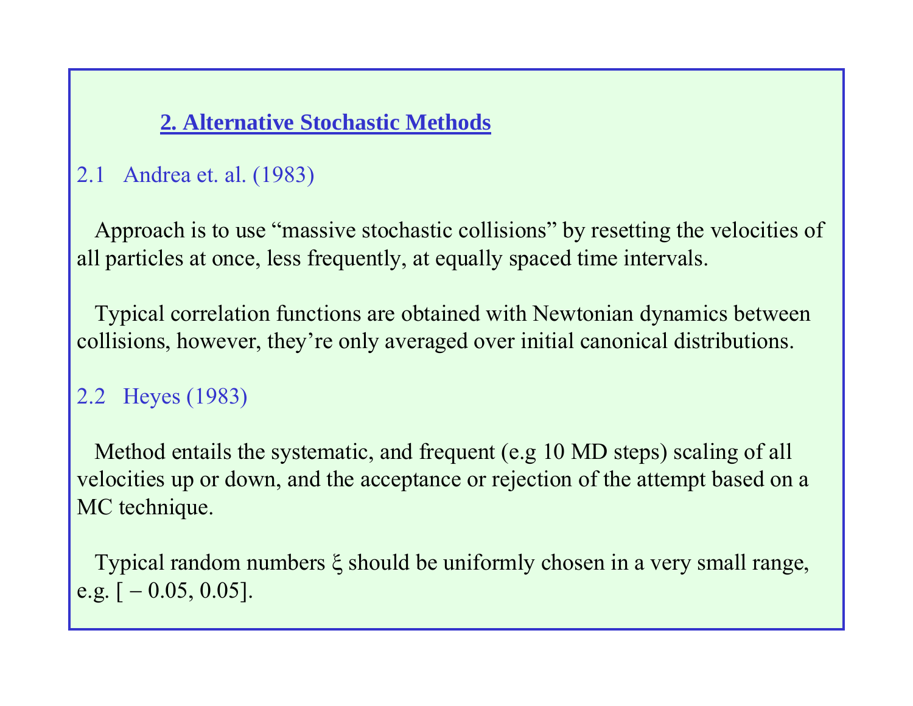## 2. Alternative Stochastic Methods

### 2.1 Andrea et. al. (1983)

Approach is to use “massive stochastic collisions” by resetting the velocities of all particles at once, less frequently, at equally spaced time intervals.

Typical correlation functions are obtained with Newtonian dynamics between collisions, however, they’re only averaged over initial canonical distributions.

### 2.2 Heyes (1983)

Method entails the systematic, and frequent (e.g 10 MD steps) scaling of all velocities up or down, and the acceptance or rejection of the attempt based on a MC technique.

Typical random numbers $\xi$ should be uniformly chosen in a very small range, e.g. $[-0.05, 0.05]$.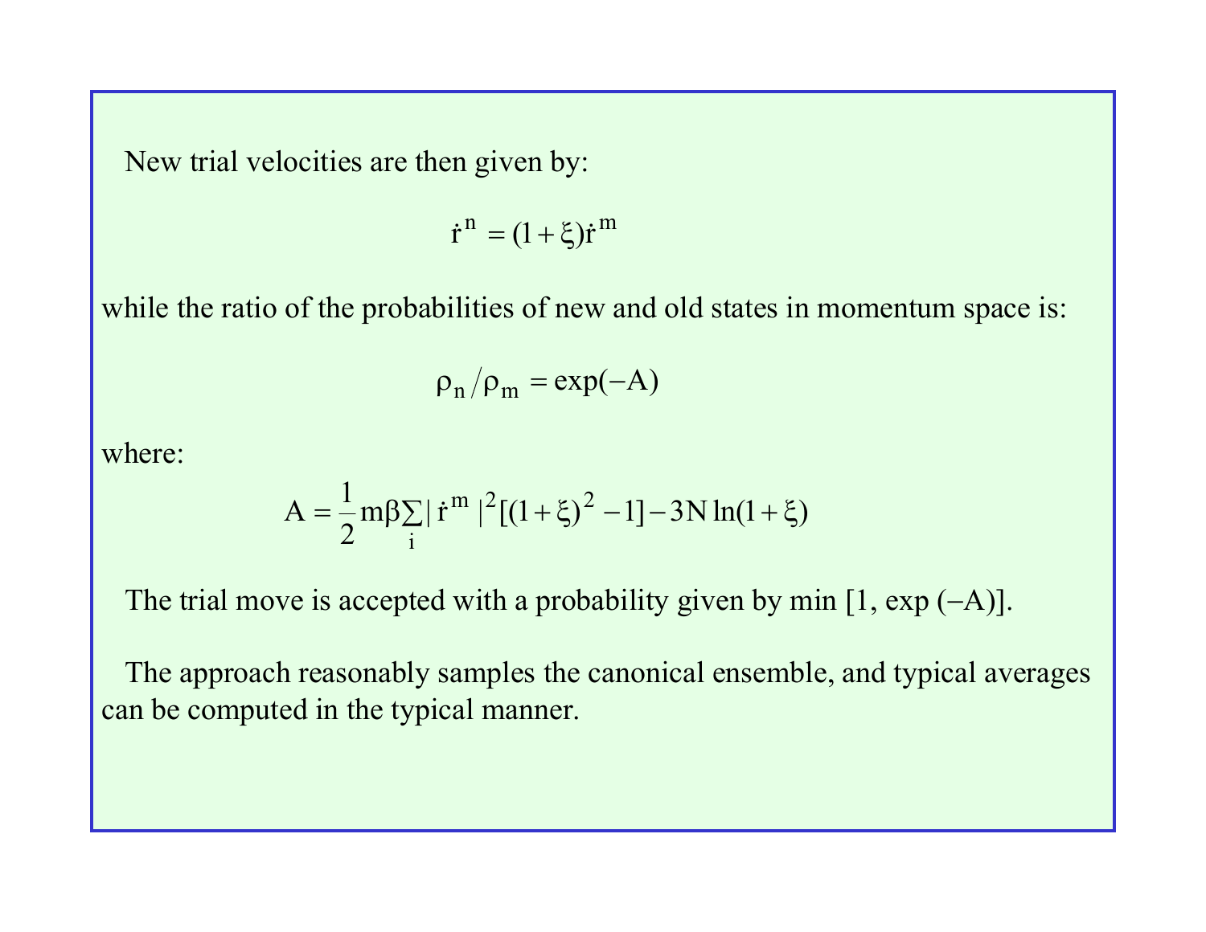New trial velocities are then given by:

$$\dot{r}^{n} = (1+\xi)\dot{r}^{m}$$

while the ratio of the probabilities of new and old states in momentum space is:

$$\rho_n / \rho_m = \exp(-A)$$

where:

$$A = \frac{1}{2} m\beta \sum_i |\dot{r}^{m}|^2 [(1+\xi)^2 - 1] - 3N \ln(1+\xi)$$

The trial move is accepted with a probability given by min [1, exp (−A)].

The approach reasonably samples the canonical ensemble, and typical averages can be computed in the typical manner.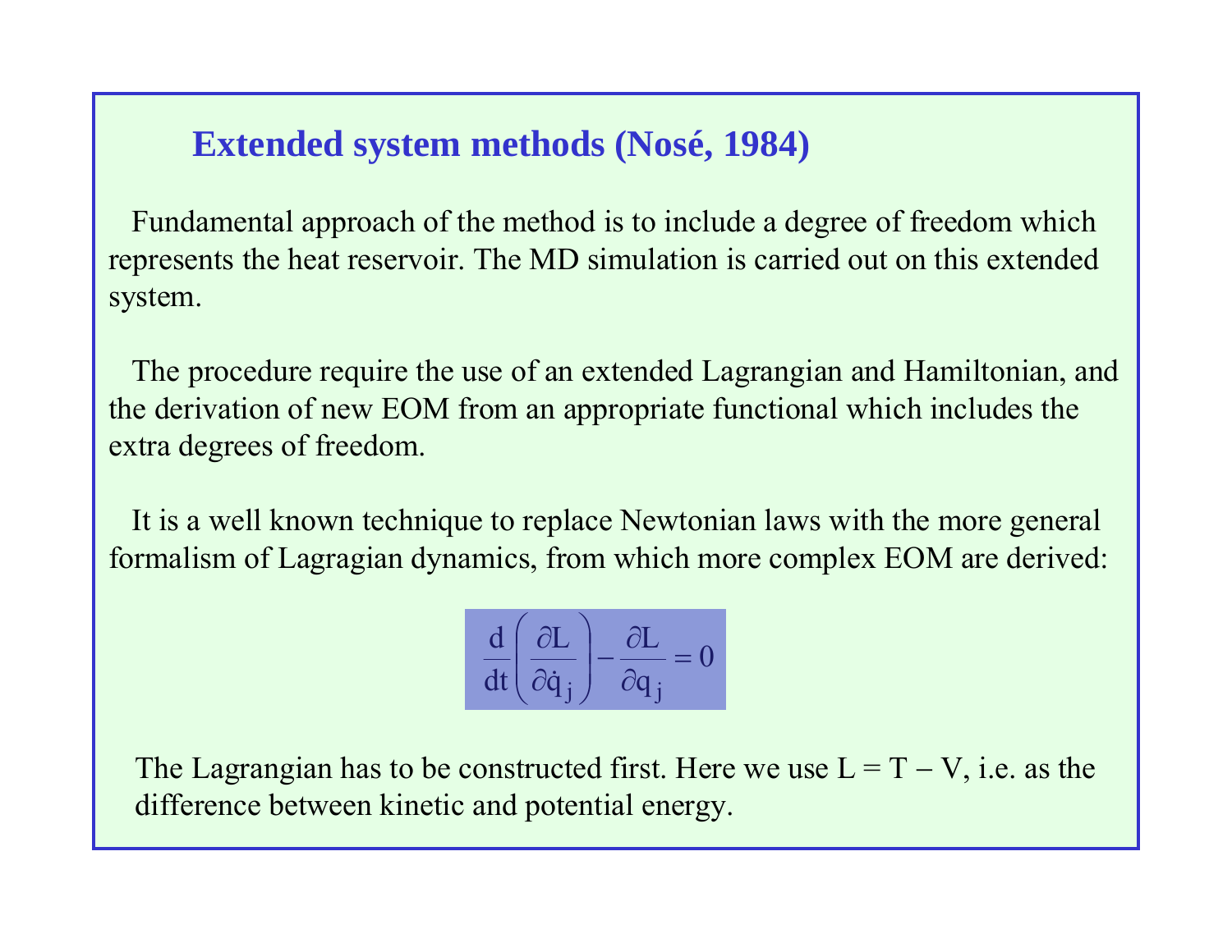## Extended system methods (Nosé, 1984)

Fundamental approach of the method is to include a degree of freedom which represents the heat reservoir. The MD simulation is carried out on this extended system.

The procedure require the use of an extended Lagrangian and Hamiltonian, and the derivation of new EOM from an appropriate functional which includes the extra degrees of freedom.

It is a well known technique to replace Newtonian laws with the more general formalism of Lagragian dynamics, from which more complex EOM are derived:

$$\frac{d}{dt}\left(\frac{\partial L}{\partial \dot{q}_j}\right) - \frac{\partial L}{\partial q_j} = 0$$

The Lagrangian has to be constructed first. Here we use $L = T - V$, i.e. as the difference between kinetic and potential energy.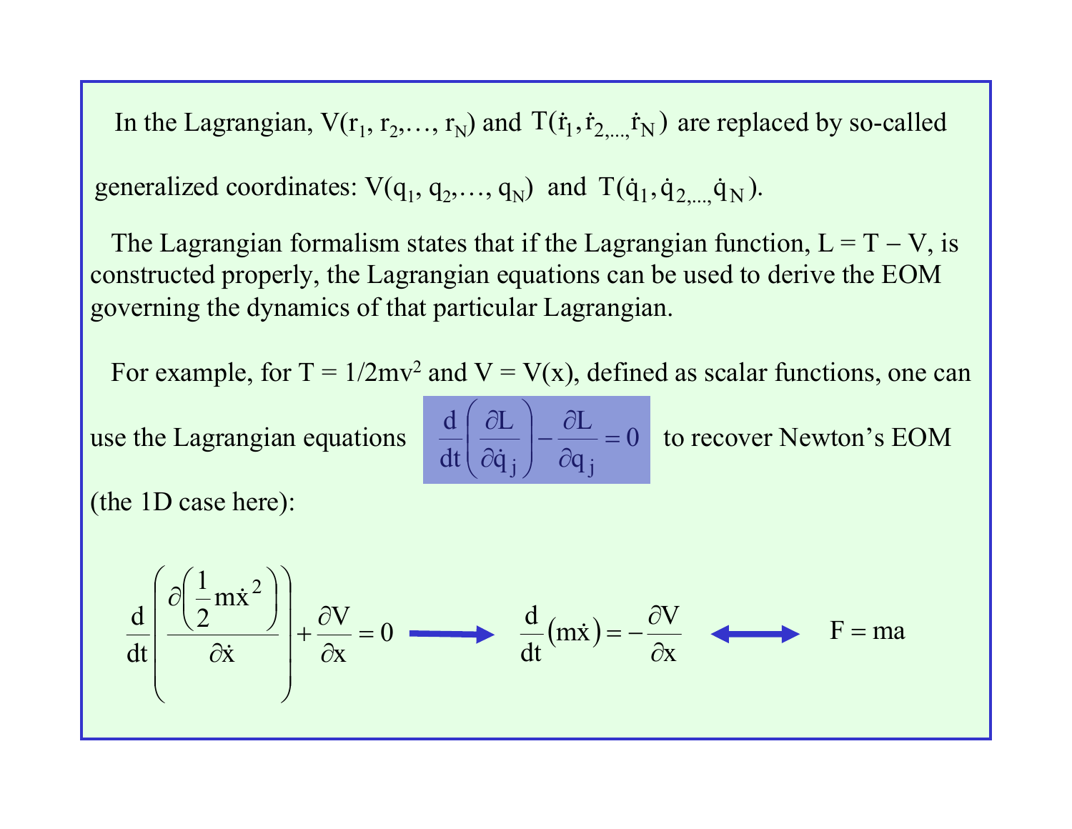In the Lagrangian, $V(r_1, r_2,\ldots, r_N)$ and $T(\dot{r}_1, \dot{r}_{2,\ldots,}\dot{r}_N)$ are replaced by so-called generalized coordinates: $V(q_1, q_2,\ldots, q_N)$ and $T(\dot{q}_1, \dot{q}_{2,\ldots,}\dot{q}_N)$.

The Lagrangian formalism states that if the Lagrangian function, $L = T - V$, is constructed properly, the Lagrangian equations can be used to derive the EOM governing the dynamics of that particular Lagrangian.

For example, for $T = 1/2mv^2$ and $V = V(x)$, defined as scalar functions, one can use the Lagrangian equations

$$\frac{d}{dt}\left(\frac{\partial L}{\partial \dot{q}_j}\right) - \frac{\partial L}{\partial q_j} = 0$$

to recover Newton's EOM (the 1D case here):

$$\frac{d}{dt}\left(\frac{\partial\left(\frac{1}{2}m\dot{x}^2\right)}{\partial \dot{x}}\right) + \frac{\partial V}{\partial x} = 0 \longrightarrow \frac{d}{dt}\left(m\dot{x}\right) = -\frac{\partial V}{\partial x} \longleftrightarrow F = ma$$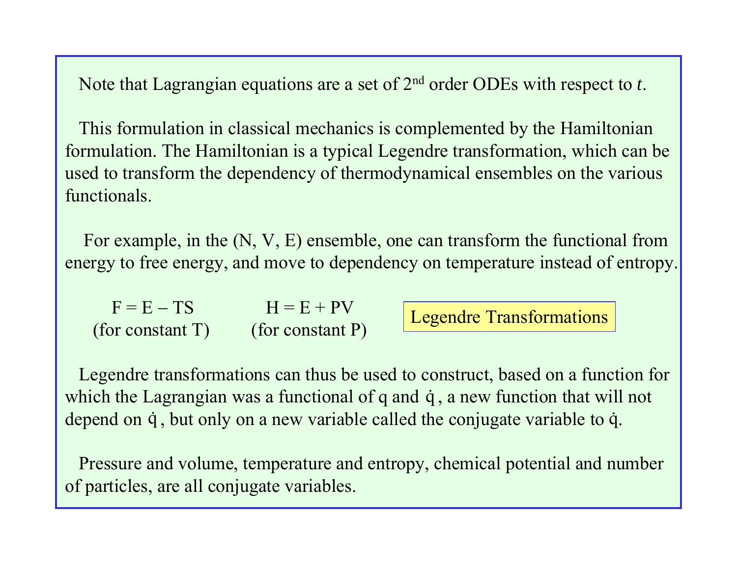Note that Lagrangian equations are a set of 2[nd] order ODEs with respect to *t*.

This formulation in classical mechanics is complemented by the Hamiltonian formulation. The Hamiltonian is a typical Legendre transformation, which can be used to transform the dependency of thermodynamical ensembles on the various functionals.

For example, in the (N, V, E) ensemble, one can transform the functional from energy to free energy, and move to dependency on temperature instead of entropy.

$$F = E - TS$$
(for constant T)

$$H = E + PV$$
(for constant P)

**Legendre Transformations**

Legendre transformations can thus be used to construct, based on a function for which the Lagrangian was a functional of $q$ and $\dot{q}$, a new function that will not depend on $\dot{q}$, but only on a new variable called the conjugate variable to $\dot{q}$.

Pressure and volume, temperature and entropy, chemical potential and number of particles, are all conjugate variables.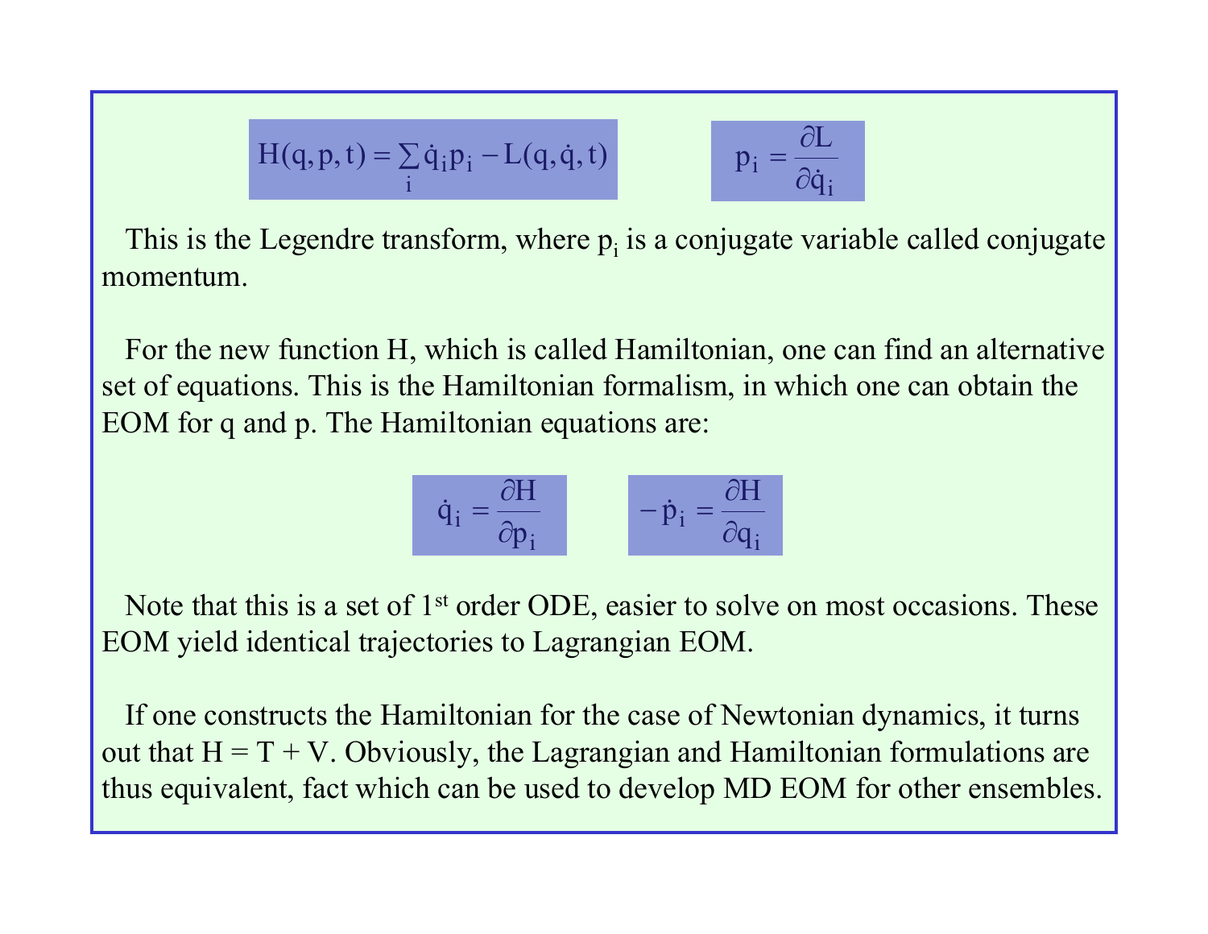$$H(q,p,t) = \sum_i \dot{q}_i p_i - L(q,\dot{q},t) \qquad p_i = \frac{\partial L}{\partial \dot{q}_i}$$

This is the Legendre transform, where $p_i$ is a conjugate variable called conjugate momentum.

For the new function H, which is called Hamiltonian, one can find an alternative set of equations. This is the Hamiltonian formalism, in which one can obtain the EOM for q and p. The Hamiltonian equations are:

$$\dot{q}_i = \frac{\partial H}{\partial p_i} \qquad -\dot{p}_i = \frac{\partial H}{\partial q_i}$$

Note that this is a set of 1st order ODE, easier to solve on most occasions. These EOM yield identical trajectories to Lagrangian EOM.

If one constructs the Hamiltonian for the case of Newtonian dynamics, it turns out that H = T + V. Obviously, the Lagrangian and Hamiltonian formulations are thus equivalent, fact which can be used to develop MD EOM for other ensembles.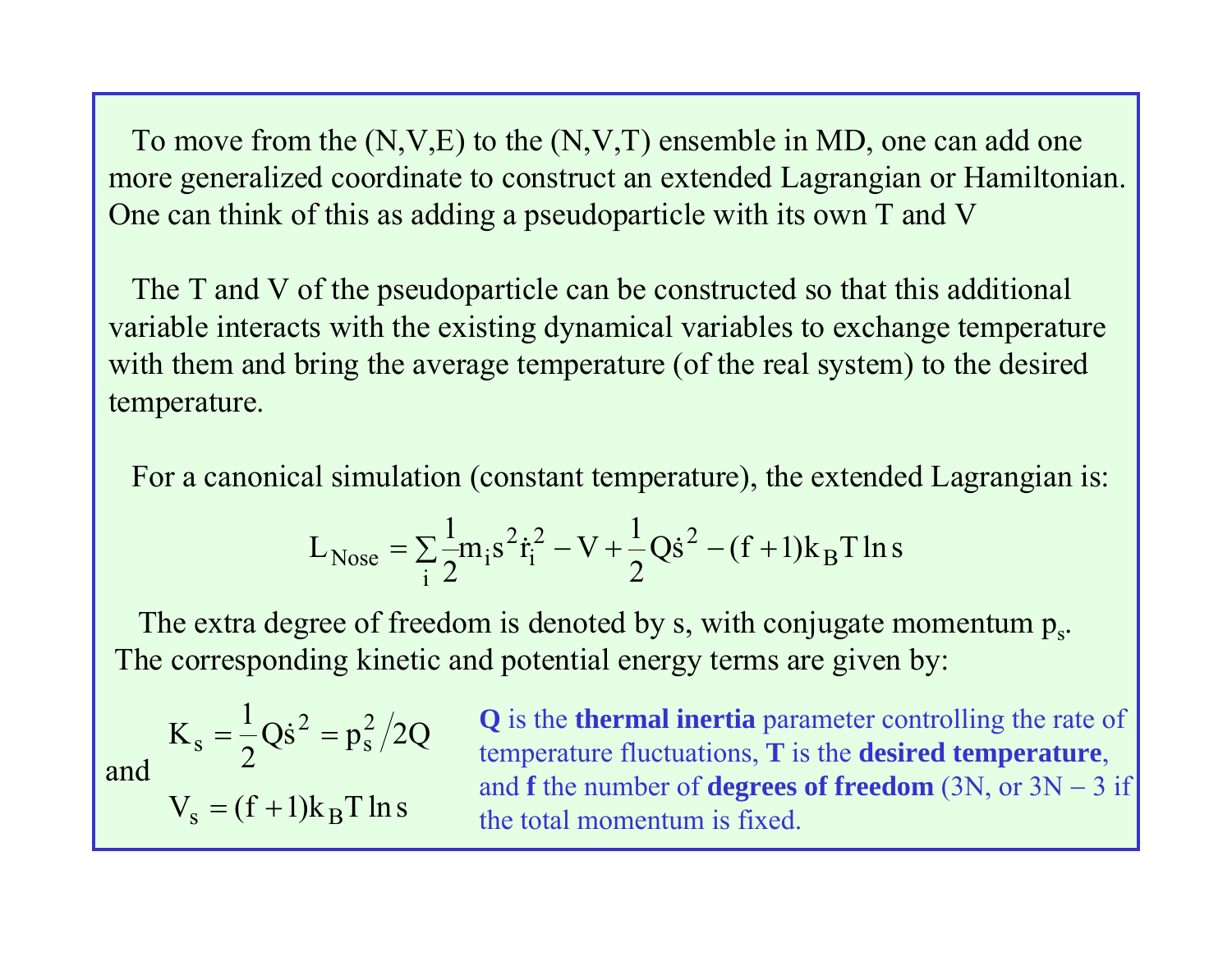To move from the (N,V,E) to the (N,V,T) ensemble in MD, one can add one more generalized coordinate to construct an extended Lagrangian or Hamiltonian. One can think of this as adding a pseudoparticle with its own T and V

The T and V of the pseudoparticle can be constructed so that this additional variable interacts with the existing dynamical variables to exchange temperature with them and bring the average temperature (of the real system) to the desired temperature.

For a canonical simulation (constant temperature), the extended Lagrangian is:

$$L_{Nose} = \sum_i \frac{1}{2} m_i s^2 \dot{r}_i^2 - V + \frac{1}{2} Q \dot{s}^2 - (f+1) k_B T \ln s$$

The extra degree of freedom is denoted by s, with conjugate momentum $p_s$. The corresponding kinetic and potential energy terms are given by:

$$K_s = \frac{1}{2} Q \dot{s}^2 = p_s^2 / 2Q$$

and

$$V_s = (f+1) k_B T \ln s$$

**Q** is the **thermal inertia** parameter controlling the rate of temperature fluctuations, **T** is the **desired temperature**, and **f** the number of **degrees of freedom** (3N, or 3N − 3 if the total momentum is fixed.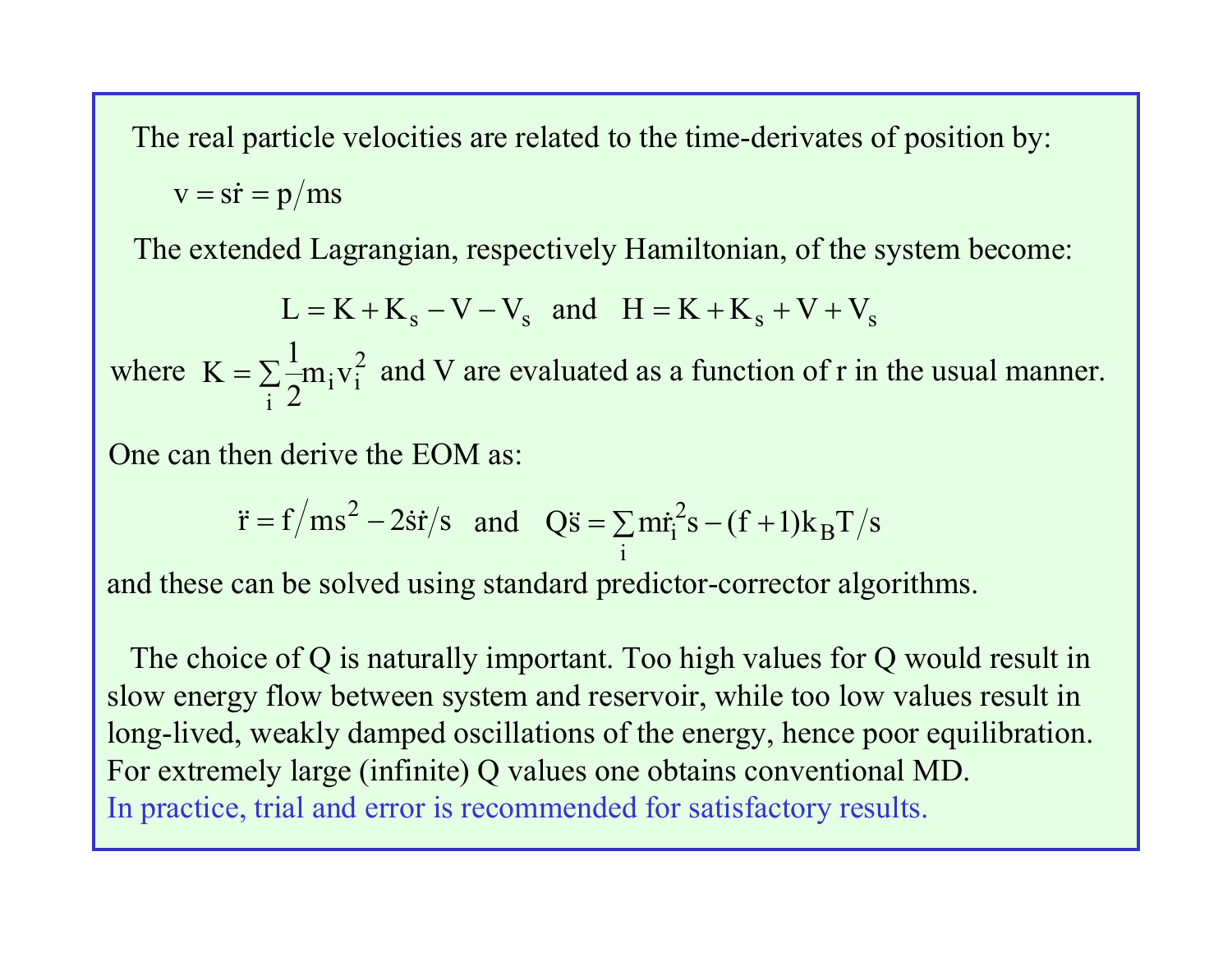The real particle velocities are related to the time-derivates of position by:

$$v = s\dot{r} = p/ms$$

The extended Lagrangian, respectively Hamiltonian, of the system become:

$$L = K + K_s - V - V_s \quad \text{and} \quad H = K + K_s + V + V_s$$

where $K = \sum_i \frac{1}{2} m_i v_i^2$ and V are evaluated as a function of r in the usual manner.

One can then derive the EOM as:

$$\ddot{r} = f/ms^2 - 2\dot{s}\dot{r}/s \quad \text{and} \quad Q\ddot{s} = \sum_i m\dot{r}_i^2 s - (f+1)k_B T/s$$

and these can be solved using standard predictor-corrector algorithms.

The choice of Q is naturally important. Too high values for Q would result in slow energy flow between system and reservoir, while too low values result in long-lived, weakly damped oscillations of the energy, hence poor equilibration. For extremely large (infinite) Q values one obtains conventional MD.
In practice, trial and error is recommended for satisfactory results.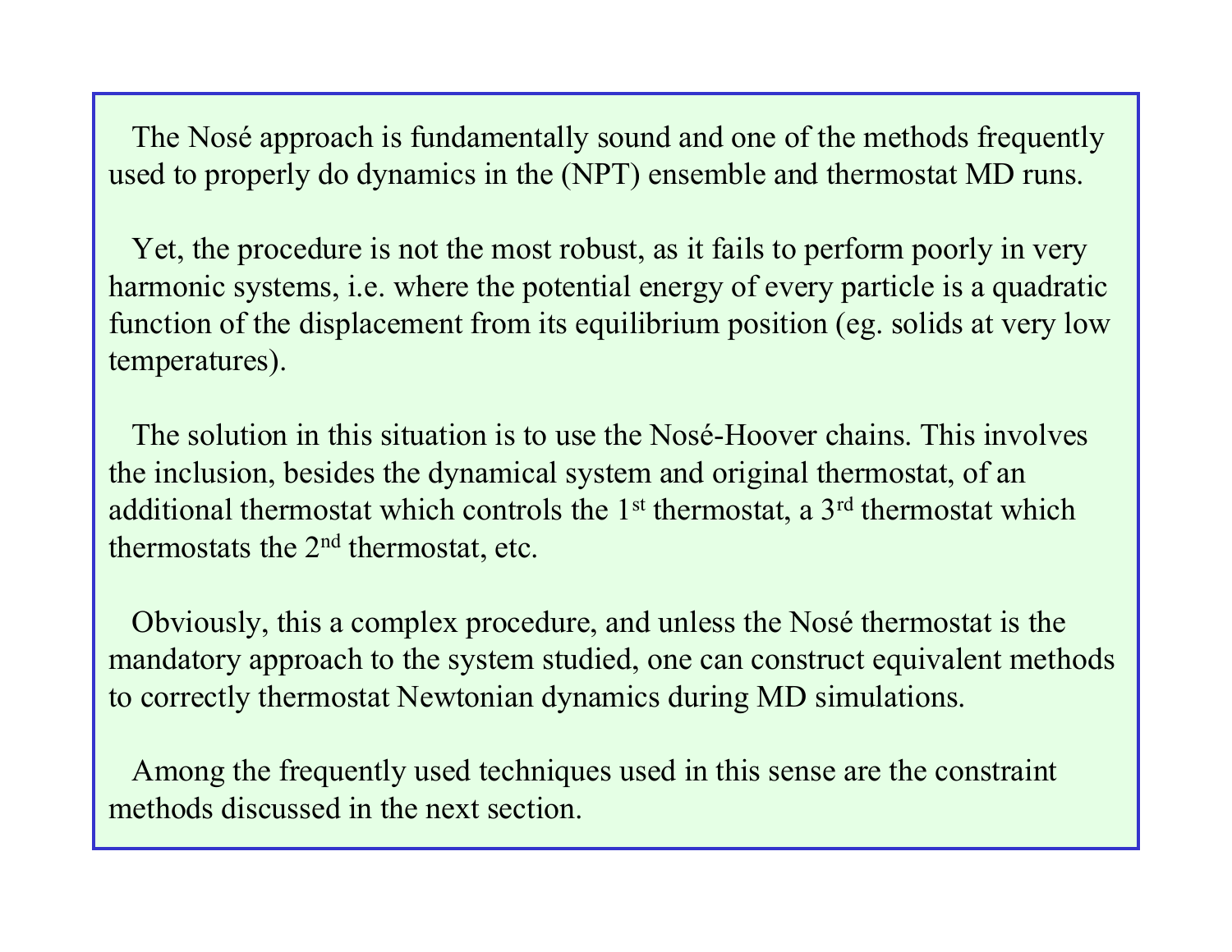The Nosé approach is fundamentally sound and one of the methods frequently used to properly do dynamics in the (NPT) ensemble and thermostat MD runs.

Yet, the procedure is not the most robust, as it fails to perform poorly in very harmonic systems, i.e. where the potential energy of every particle is a quadratic function of the displacement from its equilibrium position (eg. solids at very low temperatures).

The solution in this situation is to use the Nosé-Hoover chains. This involves the inclusion, besides the dynamical system and original thermostat, of an additional thermostat which controls the 1st thermostat, a 3rd thermostat which thermostats the 2nd thermostat, etc.

Obviously, this a complex procedure, and unless the Nosé thermostat is the mandatory approach to the system studied, one can construct equivalent methods to correctly thermostat Newtonian dynamics during MD simulations.

Among the frequently used techniques used in this sense are the constraint methods discussed in the next section.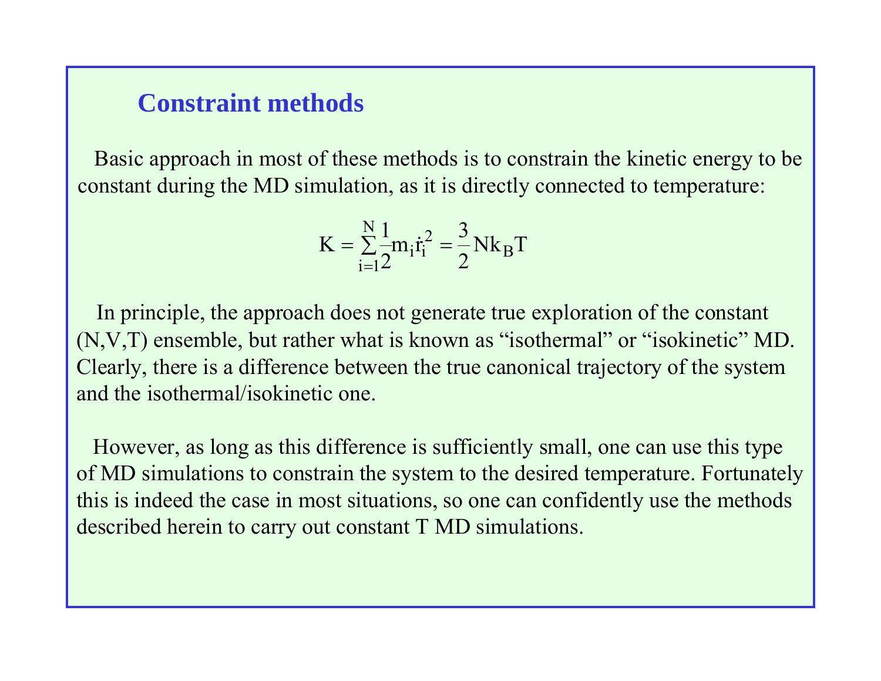## Constraint methods

Basic approach in most of these methods is to constrain the kinetic energy to be constant during the MD simulation, as it is directly connected to temperature:

$$K = \sum_{i=1}^{N} \frac{1}{2} m_i \dot{r}_i^2 = \frac{3}{2} N k_B T$$

In principle, the approach does not generate true exploration of the constant (N,V,T) ensemble, but rather what is known as "isothermal" or "isokinetic" MD. Clearly, there is a difference between the true canonical trajectory of the system and the isothermal/isokinetic one.

However, as long as this difference is sufficiently small, one can use this type of MD simulations to constrain the system to the desired temperature. Fortunately this is indeed the case in most situations, so one can confidently use the methods described herein to carry out constant T MD simulations.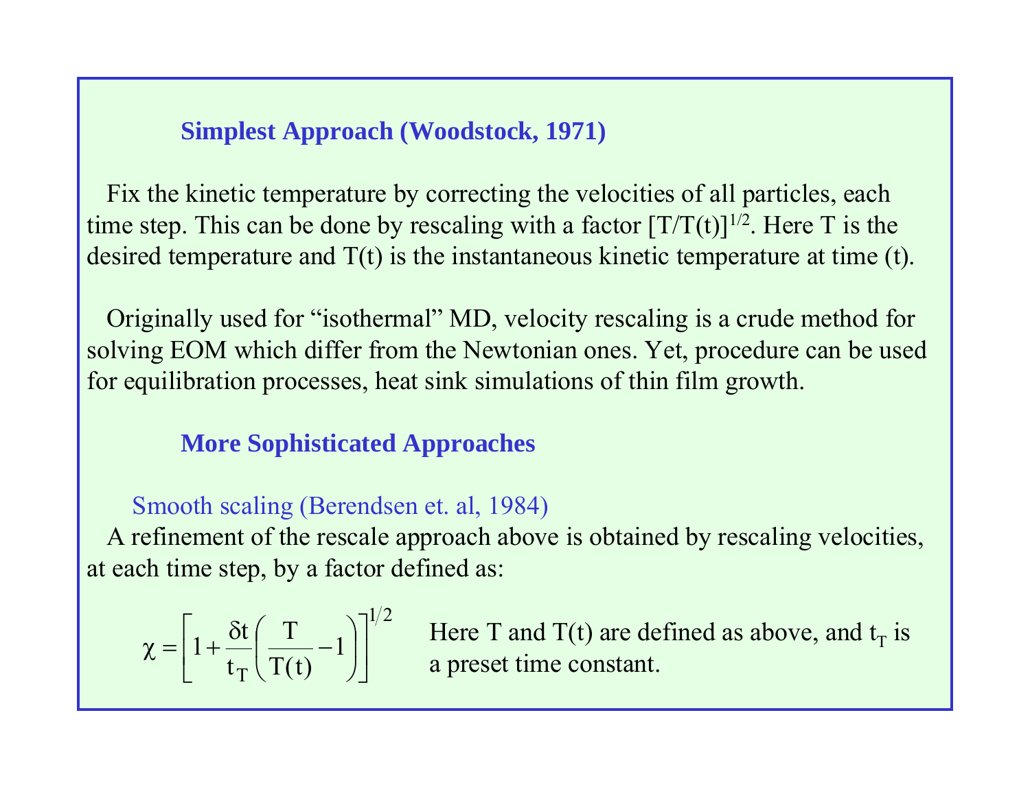## Simplest Approach (Woodstock, 1971)

Fix the kinetic temperature by correcting the velocities of all particles, each time step. This can be done by rescaling with a factor $[T/T(t)]^{1/2}$. Here T is the desired temperature and T(t) is the instantaneous kinetic temperature at time (t).

Originally used for "isothermal" MD, velocity rescaling is a crude method for solving EOM which differ from the Newtonian ones. Yet, procedure can be used for equilibration processes, heat sink simulations of thin film growth.

## More Sophisticated Approaches

### Smooth scaling (Berendsen et. al, 1984)

A refinement of the rescale approach above is obtained by rescaling velocities, at each time step, by a factor defined as:

$$\chi = \left[ 1 + \frac{\delta t}{t_T} \left( \frac{T}{T(t)} - 1 \right) \right]^{1/2}$$

Here T and T(t) are defined as above, and $t_T$ is a preset time constant.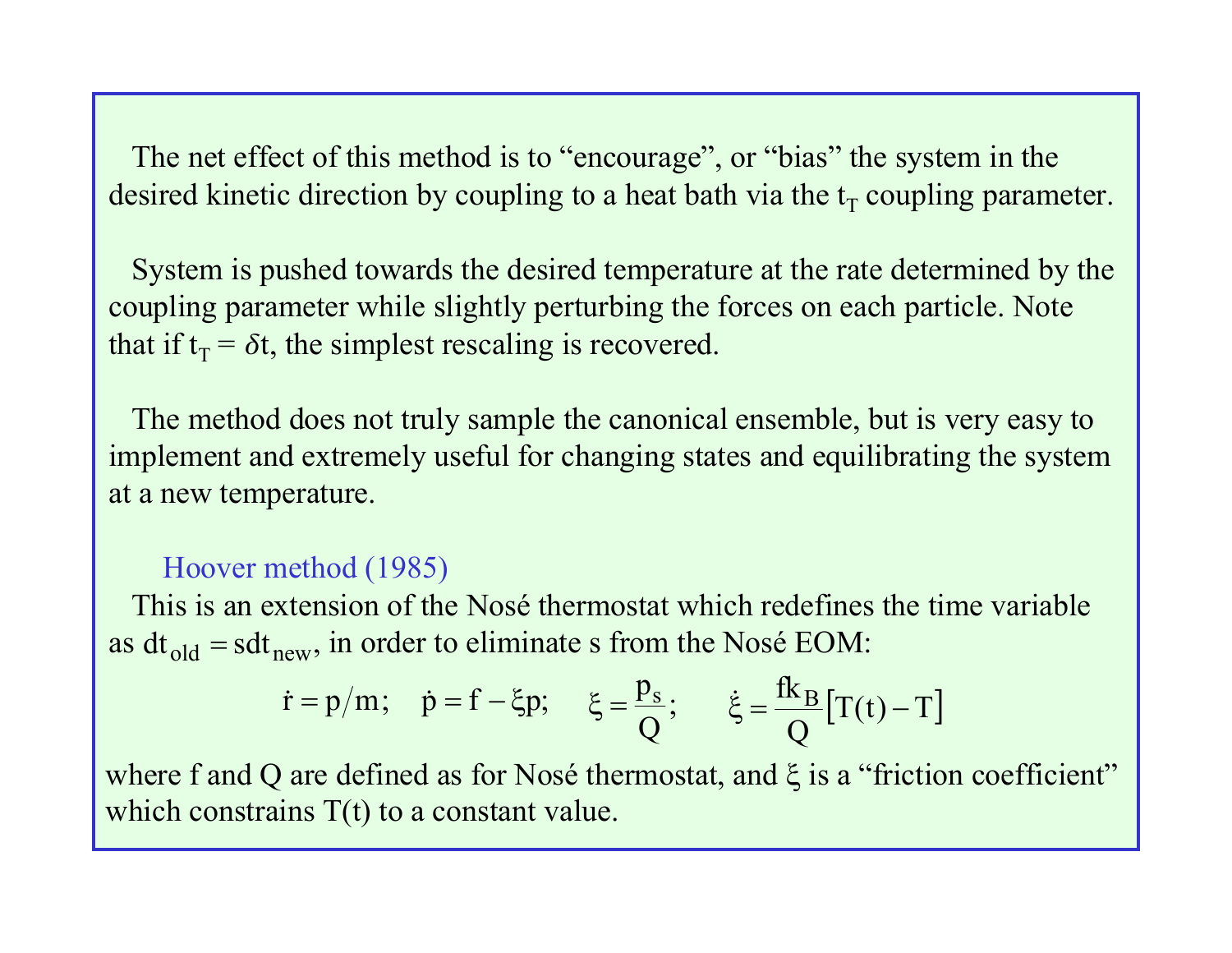The net effect of this method is to "encourage", or "bias" the system in the desired kinetic direction by coupling to a heat bath via the $t_T$ coupling parameter.

System is pushed towards the desired temperature at the rate determined by the coupling parameter while slightly perturbing the forces on each particle. Note that if $t_T = \delta t$, the simplest rescaling is recovered.

The method does not truly sample the canonical ensemble, but is very easy to implement and extremely useful for changing states and equilibrating the system at a new temperature.

### Hoover method (1985)

This is an extension of the Nosé thermostat which redefines the time variable as $dt_{old} = s dt_{new}$, in order to eliminate s from the Nosé EOM:

$$\dot{r} = p/m; \quad \dot{p} = f - \xi p; \quad \xi = \frac{p_s}{Q}; \quad \dot{\xi} = \frac{f k_B}{Q}\left[T(t) - T\right]$$

where f and Q are defined as for Nosé thermostat, and $\xi$ is a "friction coefficient" which constrains $T(t)$ to a constant value.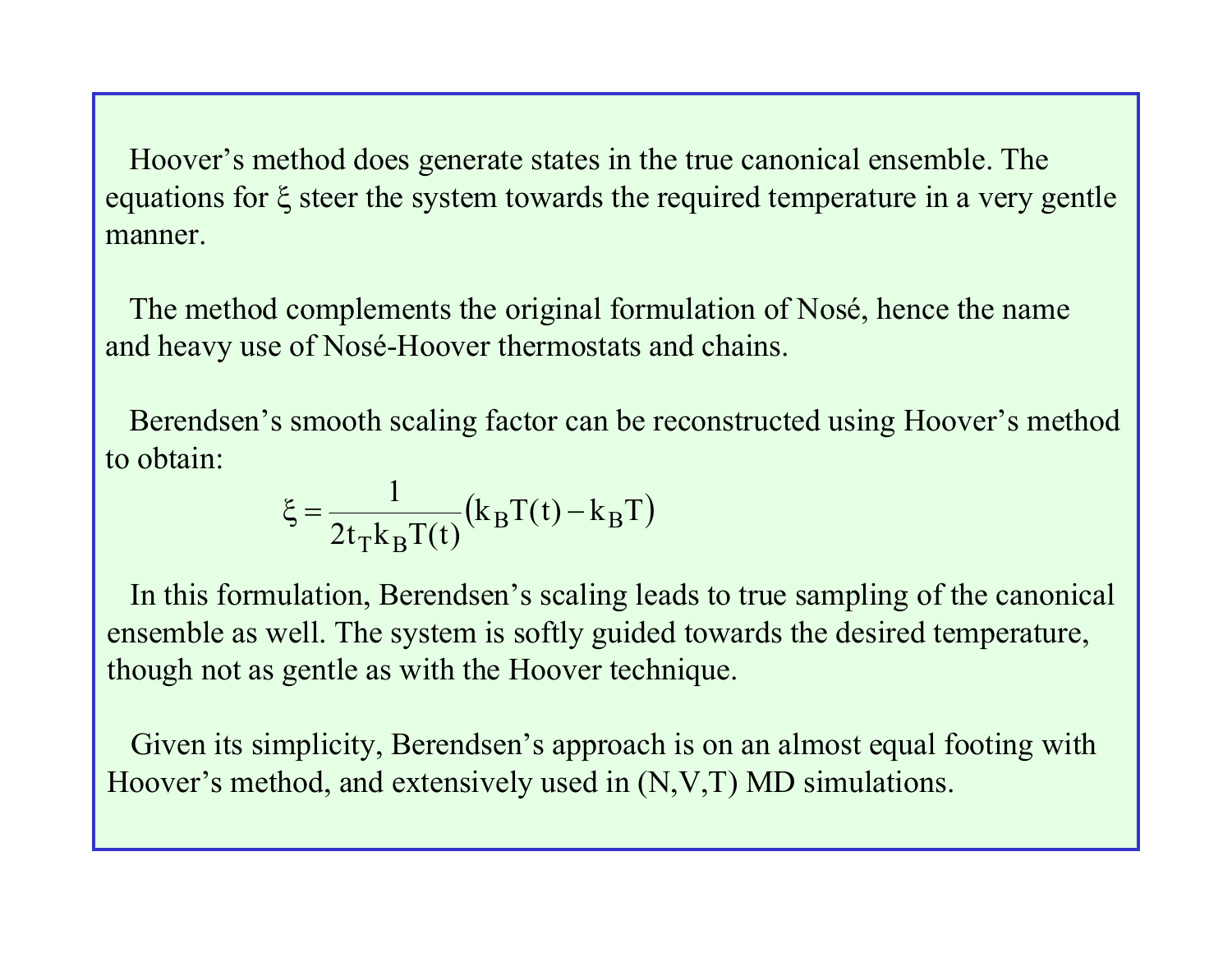Hoover's method does generate states in the true canonical ensemble. The equations for $\xi$ steer the system towards the required temperature in a very gentle manner.

The method complements the original formulation of Nosé, hence the name and heavy use of Nosé-Hoover thermostats and chains.

Berendsen's smooth scaling factor can be reconstructed using Hoover's method to obtain:

$$\xi = \frac{1}{2t_T k_B T(t)}\left(k_B T(t) - k_B T\right)$$

In this formulation, Berendsen's scaling leads to true sampling of the canonical ensemble as well. The system is softly guided towards the desired temperature, though not as gentle as with the Hoover technique.

Given its simplicity, Berendsen's approach is on an almost equal footing with Hoover's method, and extensively used in (N,V,T) MD simulations.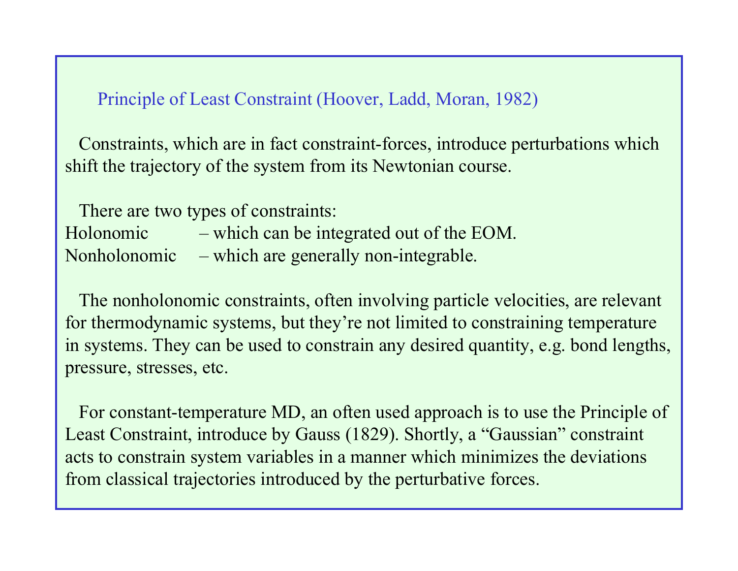## Principle of Least Constraint (Hoover, Ladd, Moran, 1982)

Constraints, which are in fact constraint-forces, introduce perturbations which shift the trajectory of the system from its Newtonian course.

There are two types of constraints:

Holonomic – which can be integrated out of the EOM.

Nonholonomic – which are generally non-integrable.

The nonholonomic constraints, often involving particle velocities, are relevant for thermodynamic systems, but they're not limited to constraining temperature in systems. They can be used to constrain any desired quantity, e.g. bond lengths, pressure, stresses, etc.

For constant-temperature MD, an often used approach is to use the Principle of Least Constraint, introduce by Gauss (1829). Shortly, a "Gaussian" constraint acts to constrain system variables in a manner which minimizes the deviations from classical trajectories introduced by the perturbative forces.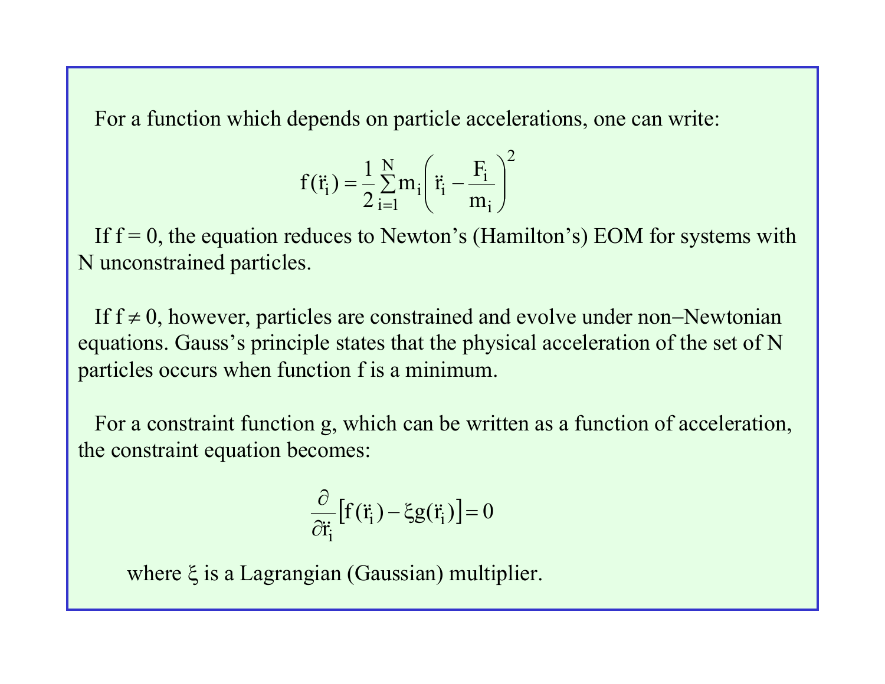For a function which depends on particle accelerations, one can write:

$$f(\ddot{r}_i) = \frac{1}{2}\sum_{i=1}^{N} m_i \left( \ddot{r}_i - \frac{F_i}{m_i} \right)^2$$

If f = 0, the equation reduces to Newton's (Hamilton's) EOM for systems with N unconstrained particles.

If f ≠ 0, however, particles are constrained and evolve under non–Newtonian equations. Gauss's principle states that the physical acceleration of the set of N particles occurs when function f is a minimum.

For a constraint function g, which can be written as a function of acceleration, the constraint equation becomes:

$$\frac{\partial}{\partial \ddot{r}_i}\left[ f(\ddot{r}_i) - \xi g(\ddot{r}_i) \right] = 0$$

where $\xi$ is a Lagrangian (Gaussian) multiplier.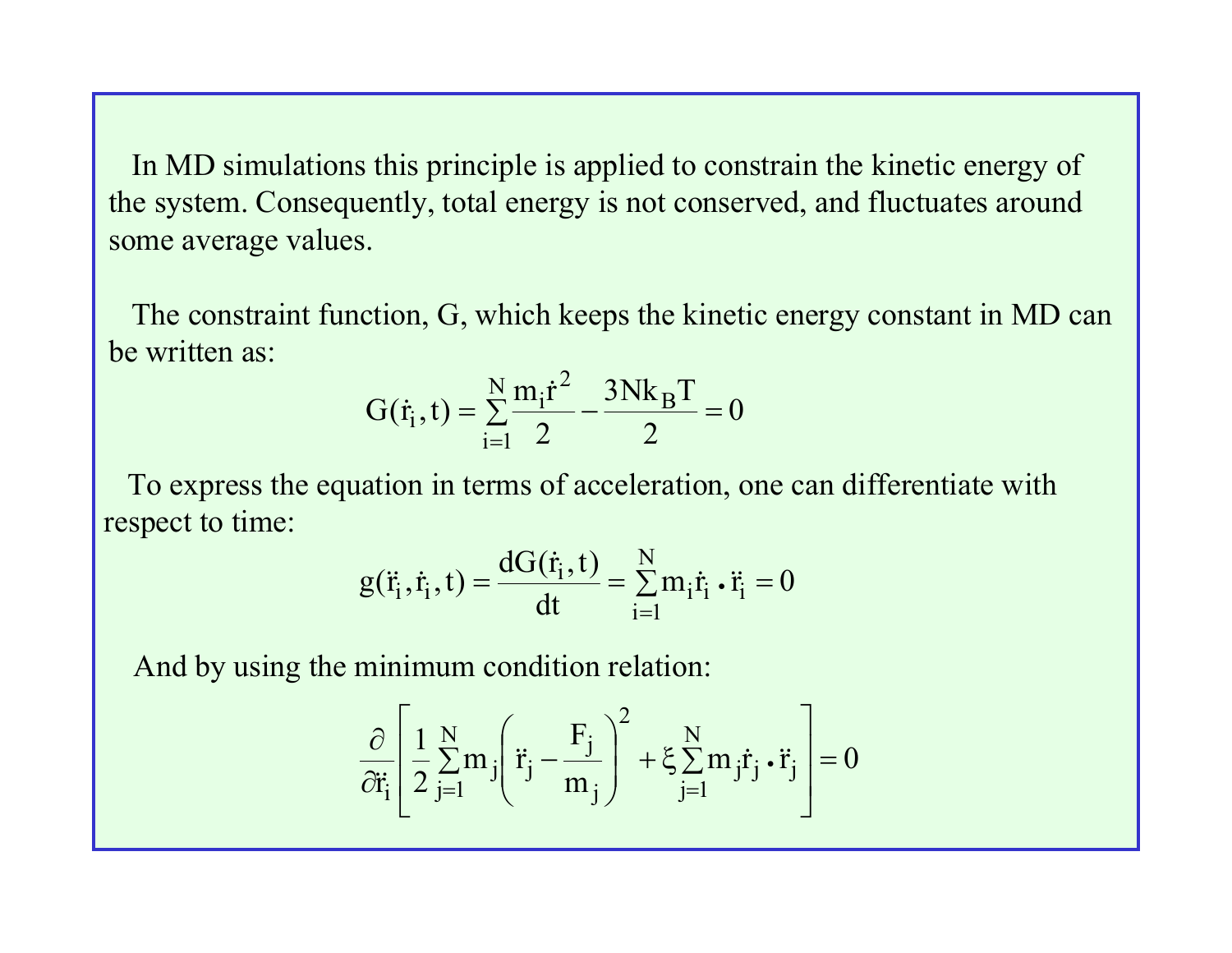In MD simulations this principle is applied to constrain the kinetic energy of the system. Consequently, total energy is not conserved, and fluctuates around some average values.

The constraint function, G, which keeps the kinetic energy constant in MD can be written as:

$$G(\dot{r}_i, t) = \sum_{i=1}^{N} \frac{m_i \dot{r}^2}{2} - \frac{3Nk_B T}{2} = 0$$

To express the equation in terms of acceleration, one can differentiate with respect to time:

$$g(\ddot{r}_i, \dot{r}_i, t) = \frac{dG(\dot{r}_i, t)}{dt} = \sum_{i=1}^{N} m_i \dot{r}_i \bullet \ddot{r}_i = 0$$

And by using the minimum condition relation:

$$\frac{\partial}{\partial \ddot{r}_i}\left[\frac{1}{2}\sum_{j=1}^{N} m_j \left(\ddot{r}_j - \frac{F_j}{m_j}\right)^2 + \xi \sum_{j=1}^{N} m_j \dot{r}_j \bullet \ddot{r}_j\right] = 0$$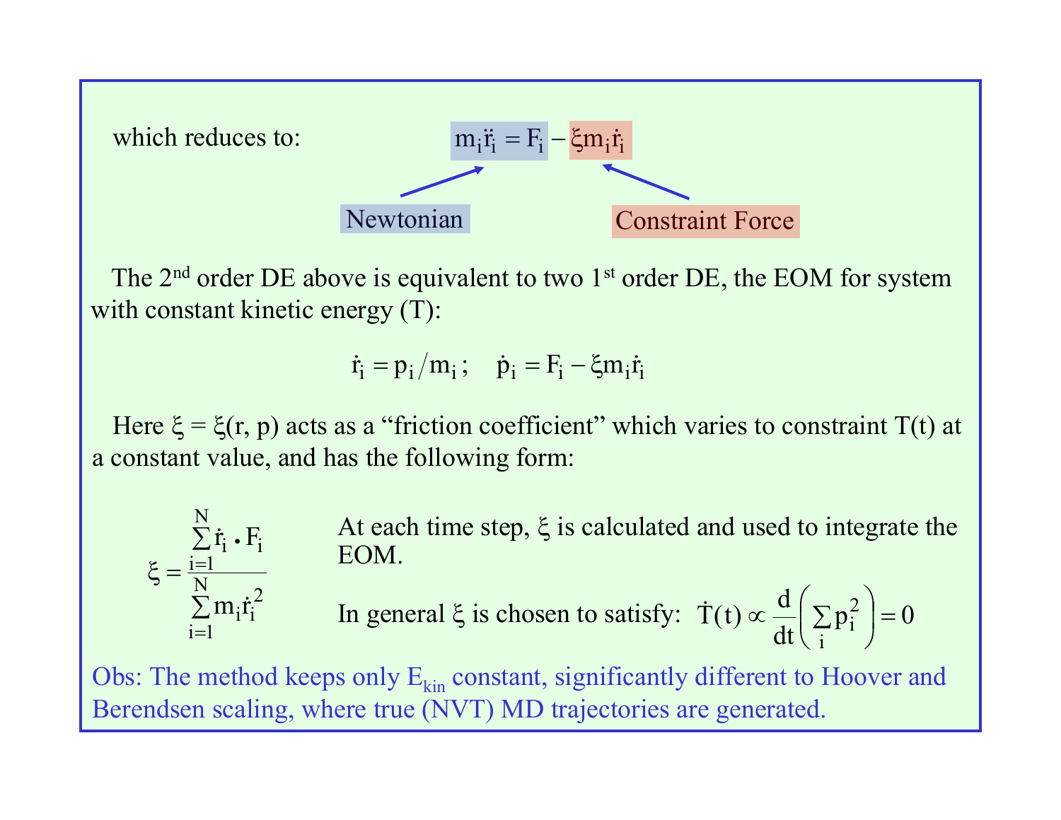which reduces to:

$$m_i \ddot{r}_i = F_i - \xi m_i \dot{r}_i$$

Newtonian ($m_i \ddot{r}_i = F_i$) — Constraint Force ($\xi m_i \dot{r}_i$)

The 2nd order DE above is equivalent to two 1st order DE, the EOM for system with constant kinetic energy (T):

$$\dot{r}_i = p_i / m_i \, ; \quad \dot{p}_i = F_i - \xi m_i \dot{r}_i$$

Here $\xi = \xi(r, p)$ acts as a "friction coefficient" which varies to constraint T(t) at a constant value, and has the following form:

$$\xi = \frac{\sum_{i=1}^{N} \dot{r}_i \bullet F_i}{\sum_{i=1}^{N} m_i \dot{r}_i^2}$$

At each time step, $\xi$ is calculated and used to integrate the EOM.

In general $\xi$ is chosen to satisfy: $\dot{T}(t) \propto \frac{d}{dt}\left( \sum_i p_i^2 \right) = 0$

Obs: The method keeps only $E_{kin}$ constant, significantly different to Hoover and Berendsen scaling, where true (NVT) MD trajectories are generated.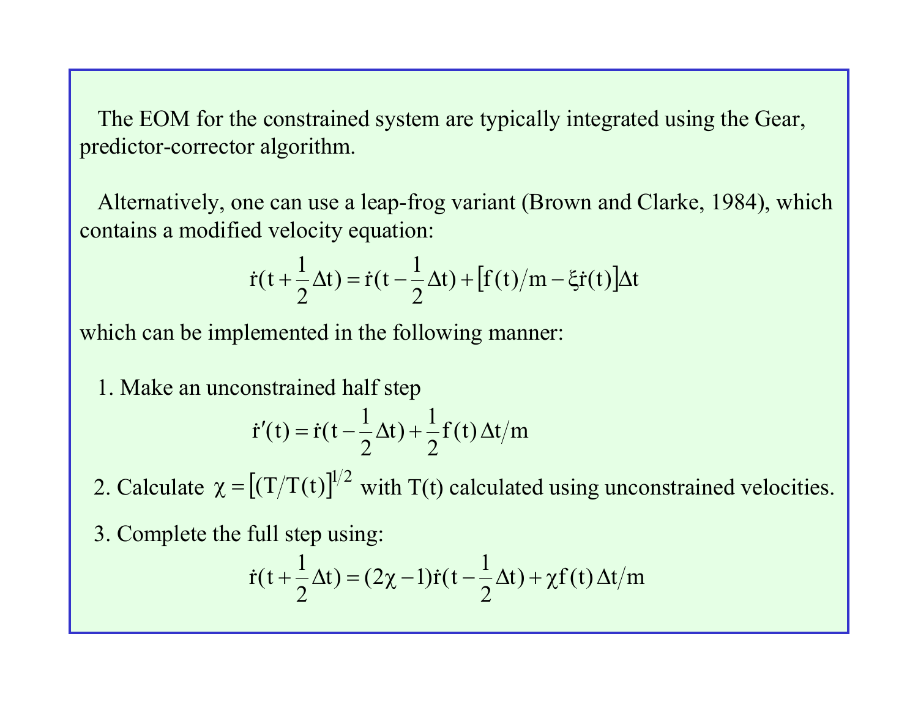The EOM for the constrained system are typically integrated using the Gear, predictor-corrector algorithm.

Alternatively, one can use a leap-frog variant (Brown and Clarke, 1984), which contains a modified velocity equation:

$$\dot{r}(t + \frac{1}{2}\Delta t) = \dot{r}(t - \frac{1}{2}\Delta t) + \left[ f(t)/m - \xi \dot{r}(t) \right] \Delta t$$

which can be implemented in the following manner:

1. Make an unconstrained half step

$$\dot{r}'(t) = \dot{r}(t - \frac{1}{2}\Delta t) + \frac{1}{2} f(t)\, \Delta t / m$$

2. Calculate $\chi = \left[ (T/T(t) \right]^{1/2}$ with T(t) calculated using unconstrained velocities.

3. Complete the full step using:

$$\dot{r}(t + \frac{1}{2}\Delta t) = (2\chi - 1)\dot{r}(t - \frac{1}{2}\Delta t) + \chi f(t)\, \Delta t / m$$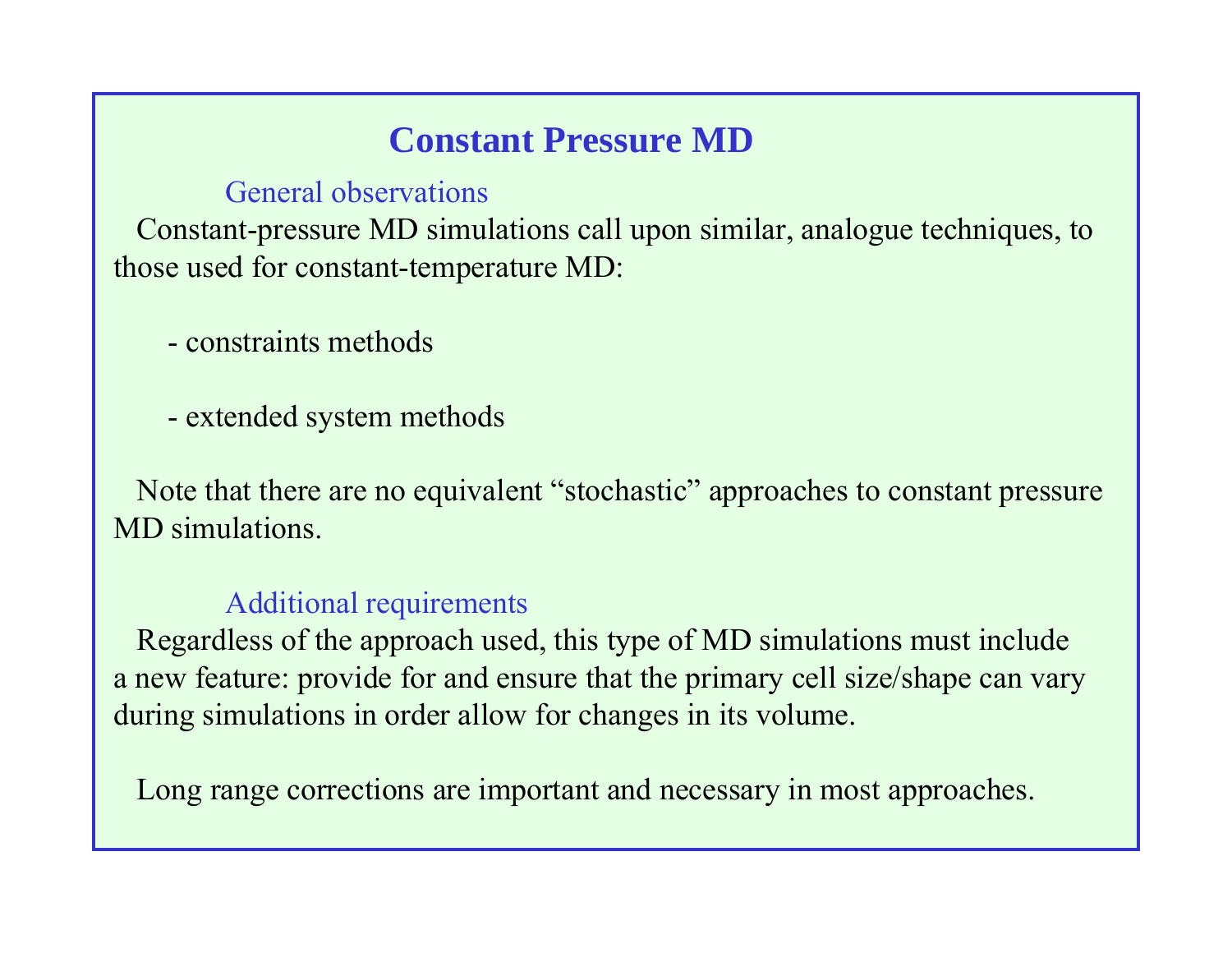# Constant Pressure MD

### General observations

Constant-pressure MD simulations call upon similar, analogue techniques, to those used for constant-temperature MD:

- constraints methods
- extended system methods

Note that there are no equivalent "stochastic" approaches to constant pressure MD simulations.

### Additional requirements

Regardless of the approach used, this type of MD simulations must include a new feature: provide for and ensure that the primary cell size/shape can vary during simulations in order allow for changes in its volume.

Long range corrections are important and necessary in most approaches.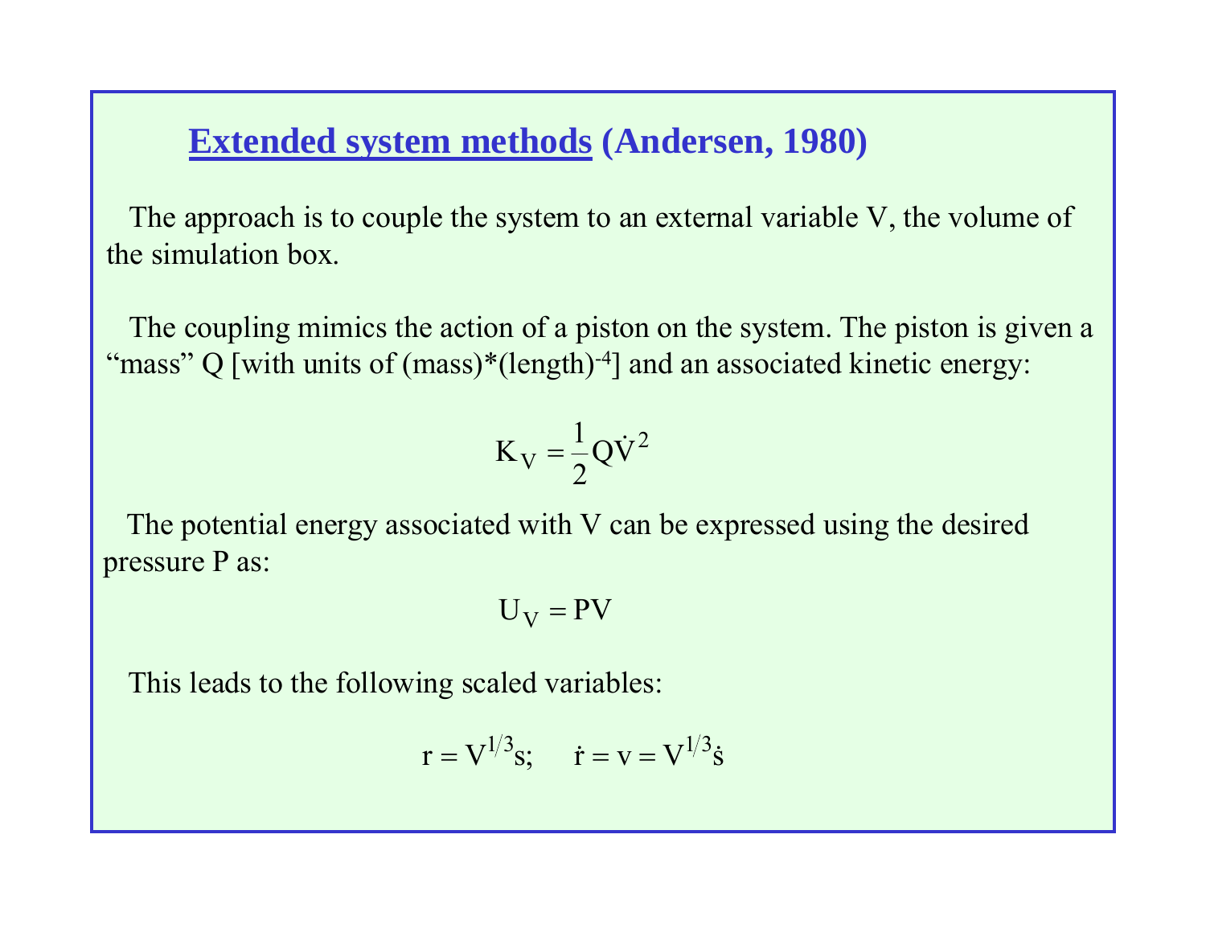## <u>Extended system methods</u> (Andersen, 1980)

The approach is to couple the system to an external variable V, the volume of the simulation box.

The coupling mimics the action of a piston on the system. The piston is given a "mass" Q [with units of (mass)*$(\text{length})^{-4}$] and an associated kinetic energy:

$$K_V = \frac{1}{2} Q \dot{V}^2$$

The potential energy associated with V can be expressed using the desired pressure P as:

$$U_V = PV$$

This leads to the following scaled variables:

$$r = V^{1/3} s; \quad \dot{r} = v = V^{1/3} \dot{s}$$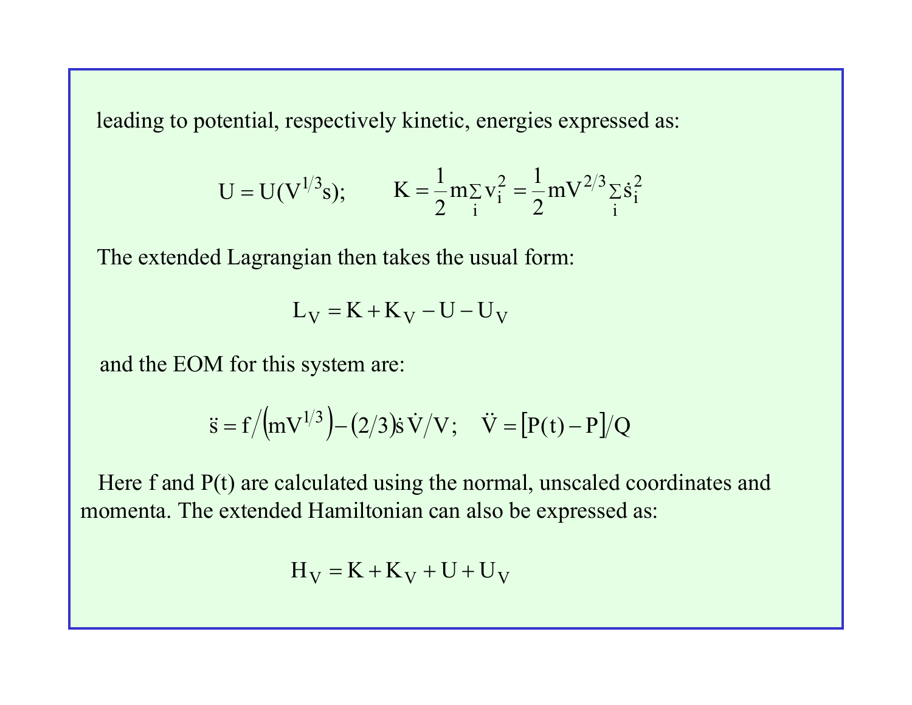leading to potential, respectively kinetic, energies expressed as:

$$U = U(V^{1/3}s); \qquad K = \frac{1}{2}m\sum_i v_i^2 = \frac{1}{2}mV^{2/3}\sum_i \dot{s}_i^2$$

The extended Lagrangian then takes the usual form:

$$L_V = K + K_V - U - U_V$$

and the EOM for this system are:

$$\ddot{s} = f/\left(mV^{1/3}\right) - (2/3)\dot{s}\,\dot{V}/V; \quad \ddot{V} = [P(t) - P]/Q$$

Here f and P(t) are calculated using the normal, unscaled coordinates and momenta. The extended Hamiltonian can also be expressed as:

$$H_V = K + K_V + U + U_V$$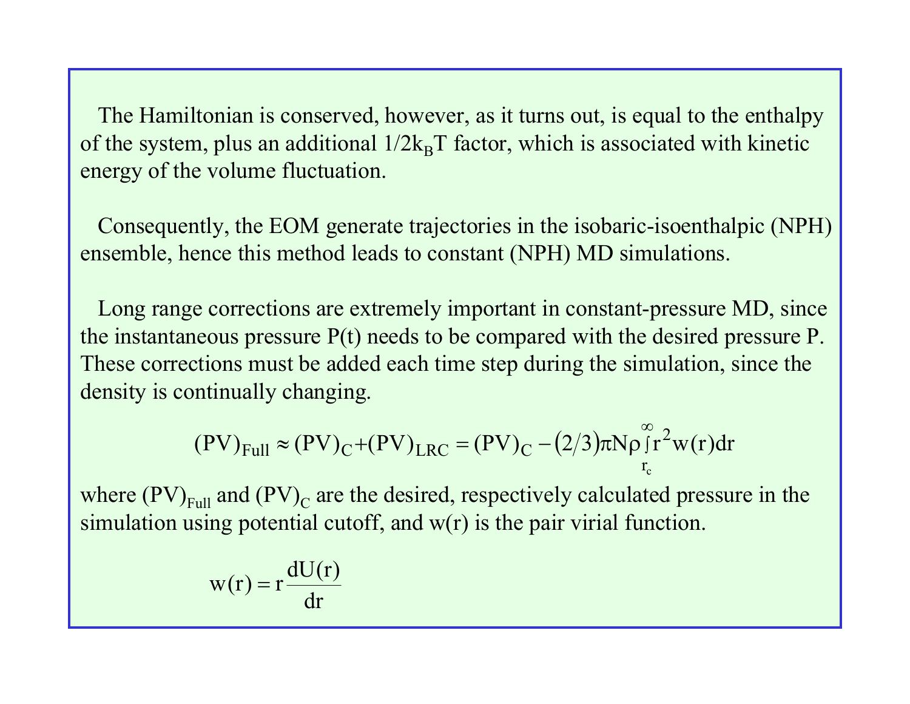The Hamiltonian is conserved, however, as it turns out, is equal to the enthalpy of the system, plus an additional $1/2k_BT$ factor, which is associated with kinetic energy of the volume fluctuation.

Consequently, the EOM generate trajectories in the isobaric-isoenthalpic (NPH) ensemble, hence this method leads to constant (NPH) MD simulations.

Long range corrections are extremely important in constant-pressure MD, since the instantaneous pressure P(t) needs to be compared with the desired pressure P. These corrections must be added each time step during the simulation, since the density is continually changing.

$$(PV)_{Full} \approx (PV)_C + (PV)_{LRC} = (PV)_C - (2/3)\pi N\rho \int_{r_c}^{\infty} r^2 w(r) dr$$

where $(PV)_{Full}$ and $(PV)_C$ are the desired, respectively calculated pressure in the simulation using potential cutoff, and w(r) is the pair virial function.

$$w(r) = r\frac{dU(r)}{dr}$$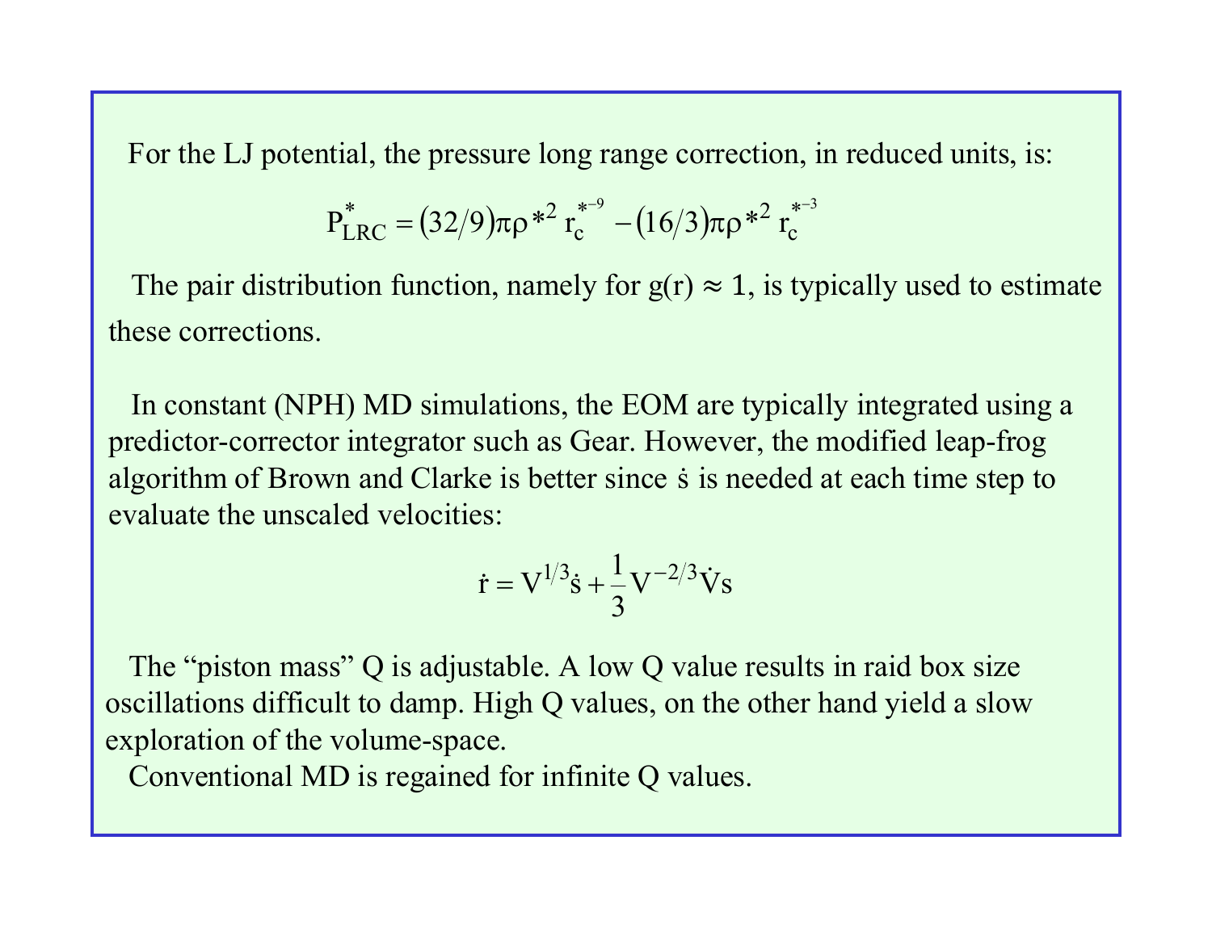For the LJ potential, the pressure long range correction, in reduced units, is:

$$P^*_{LRC} = (32/9)\pi\rho^{*2}\, r_c^{*-9} - (16/3)\pi\rho^{*2}\, r_c^{*-3}$$

The pair distribution function, namely for $g(r) \approx 1$, is typically used to estimate these corrections.

In constant (NPH) MD simulations, the EOM are typically integrated using a predictor-corrector integrator such as Gear. However, the modified leap-frog algorithm of Brown and Clarke is better since $\dot{s}$ is needed at each time step to evaluate the unscaled velocities:

$$\dot{r} = V^{1/3}\dot{s} + \frac{1}{3}V^{-2/3}\dot{V}s$$

The "piston mass" Q is adjustable. A low Q value results in raid box size oscillations difficult to damp. High Q values, on the other hand yield a slow exploration of the volume-space.

Conventional MD is regained for infinite Q values.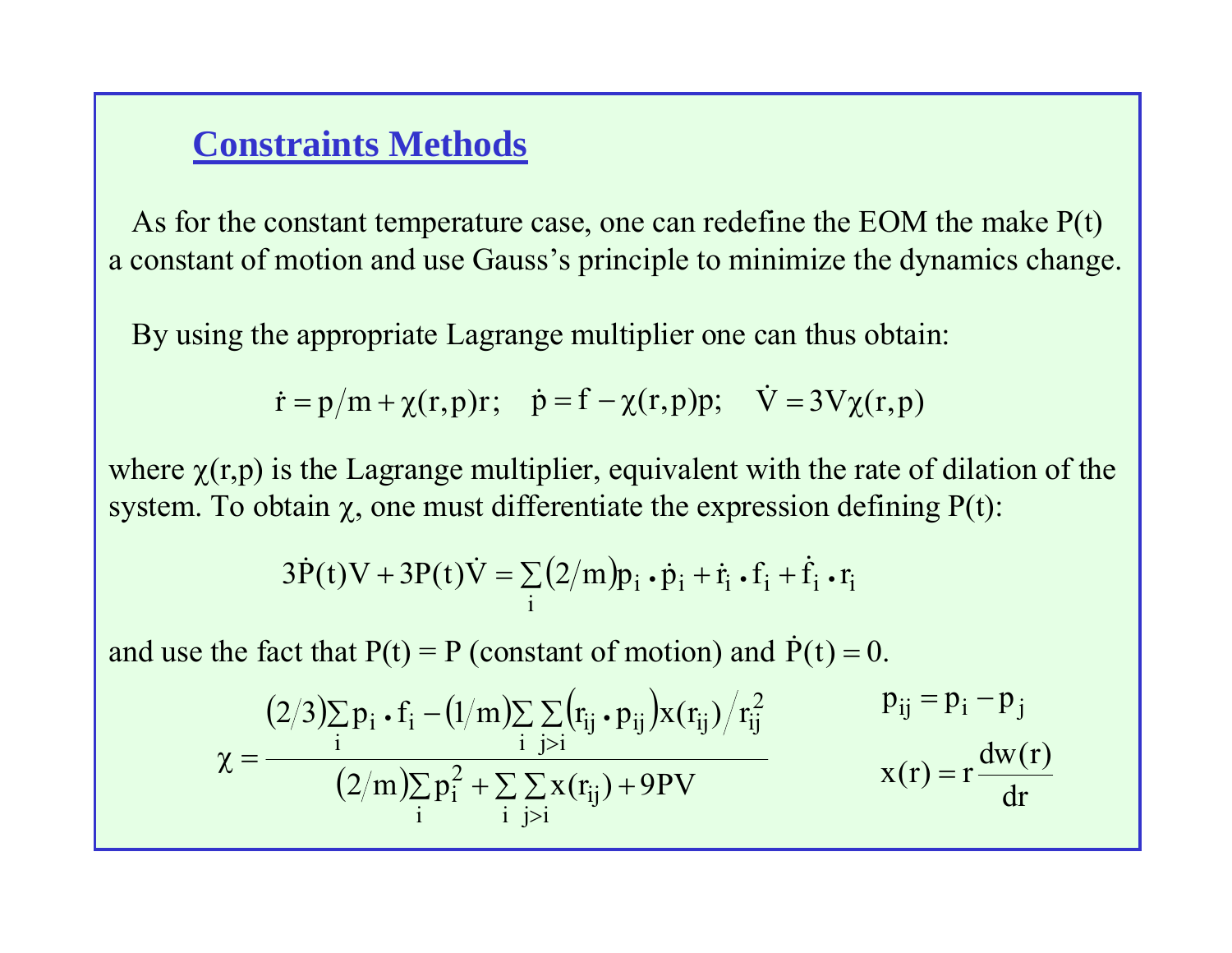## Constraints Methods

As for the constant temperature case, one can redefine the EOM the make P(t) a constant of motion and use Gauss's principle to minimize the dynamics change.

By using the appropriate Lagrange multiplier one can thus obtain:

$$\dot{r} = p/m + \chi(r,p)r; \quad \dot{p} = f - \chi(r,p)p; \quad \dot{V} = 3V\chi(r,p)$$

where χ(r,p) is the Lagrange multiplier, equivalent with the rate of dilation of the system. To obtain χ, one must differentiate the expression defining P(t):

$$3\dot{P}(t)V + 3P(t)\dot{V} = \sum_i (2/m) p_i \cdot \dot{p}_i + \dot{r}_i \cdot f_i + \dot{f}_i \cdot r_i$$

and use the fact that P(t) = P (constant of motion) and $\dot{P}(t) = 0$.

$$\chi = \frac{(2/3)\sum_i p_i \cdot f_i - (1/m)\sum_i \sum_{j>i} (r_{ij} \cdot p_{ij}) x(r_{ij}) / r_{ij}^2}{(2/m)\sum_i p_i^2 + \sum_i \sum_{j>i} x(r_{ij}) + 9PV}$$

$$p_{ij} = p_i - p_j$$

$$x(r) = r\frac{dw(r)}{dr}$$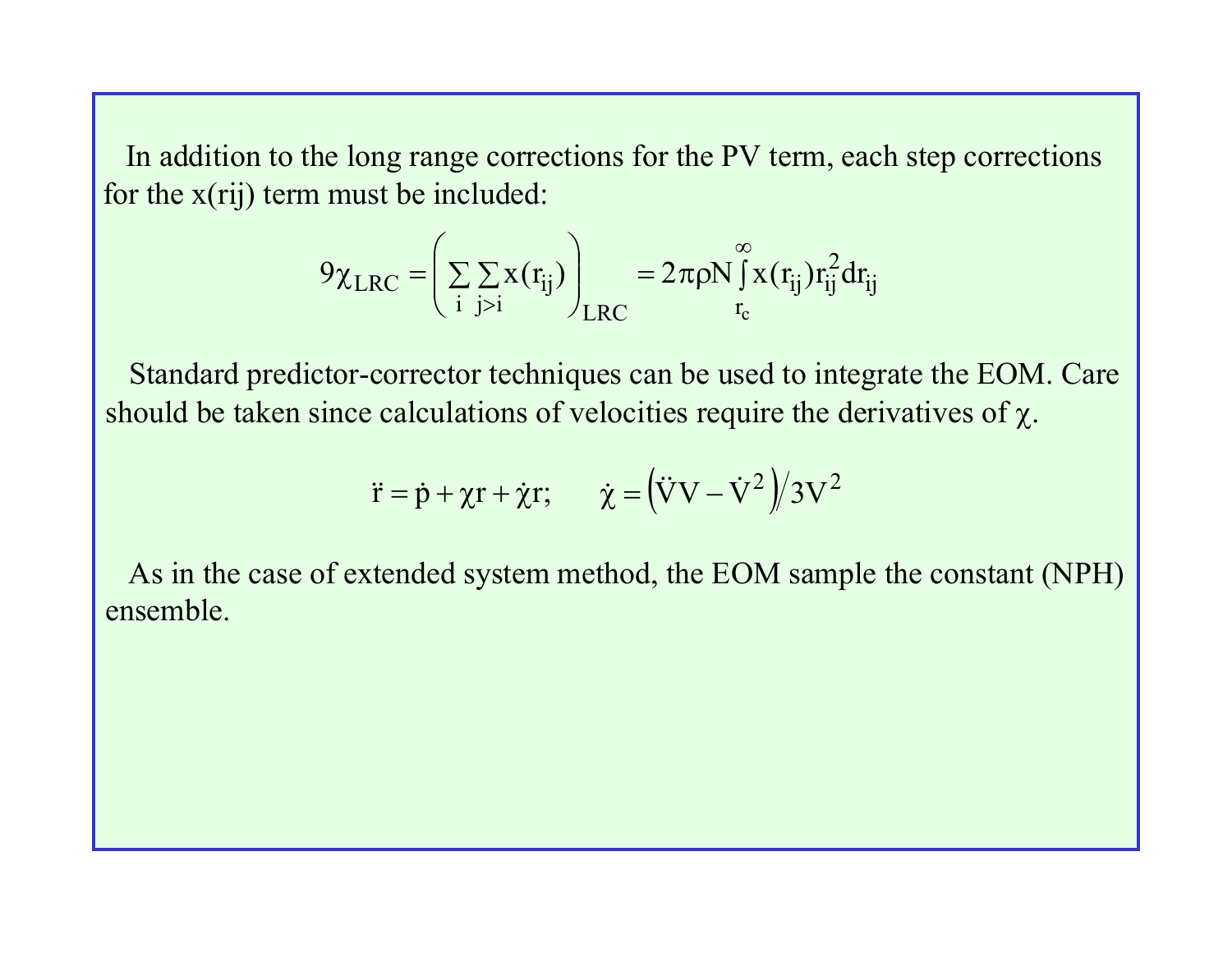In addition to the long range corrections for the PV term, each step corrections for the x(rij) term must be included:

$$9\chi_{LRC} = \left( \sum_{i} \sum_{j>i} x(r_{ij}) \right)_{LRC} = 2\pi\rho N \int_{r_c}^{\infty} x(r_{ij}) r_{ij}^2 dr_{ij}$$

Standard predictor-corrector techniques can be used to integrate the EOM. Care should be taken since calculations of velocities require the derivatives of $\chi$.

$$\ddot{r} = \dot{p} + \chi r + \dot{\chi} r; \qquad \dot{\chi} = \left( \ddot{V} V - \dot{V}^2 \right) / 3V^2$$

As in the case of extended system method, the EOM sample the constant (NPH) ensemble.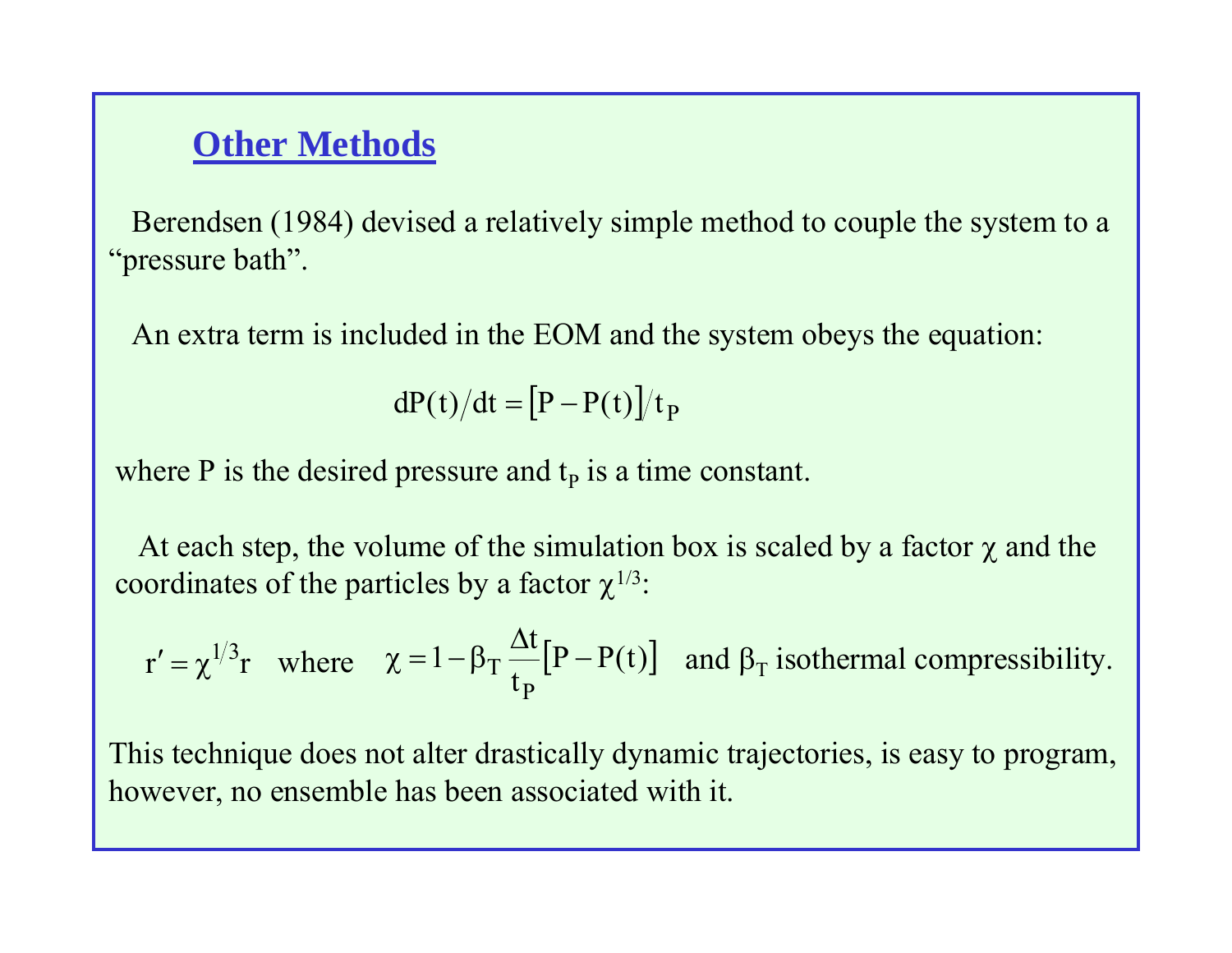## Other Methods

Berendsen (1984) devised a relatively simple method to couple the system to a "pressure bath".

An extra term is included in the EOM and the system obeys the equation:

$$dP(t)/dt = \left[P - P(t)\right]/t_P$$

where P is the desired pressure and $t_P$ is a time constant.

At each step, the volume of the simulation box is scaled by a factor $\chi$ and the coordinates of the particles by a factor $\chi^{1/3}$:

$$r' = \chi^{1/3} r \quad \text{where} \quad \chi = 1 - \beta_T \frac{\Delta t}{t_P}\left[P - P(t)\right] \quad \text{and } \beta_T \text{ isothermal compressibility.}$$

This technique does not alter drastically dynamic trajectories, is easy to program, however, no ensemble has been associated with it.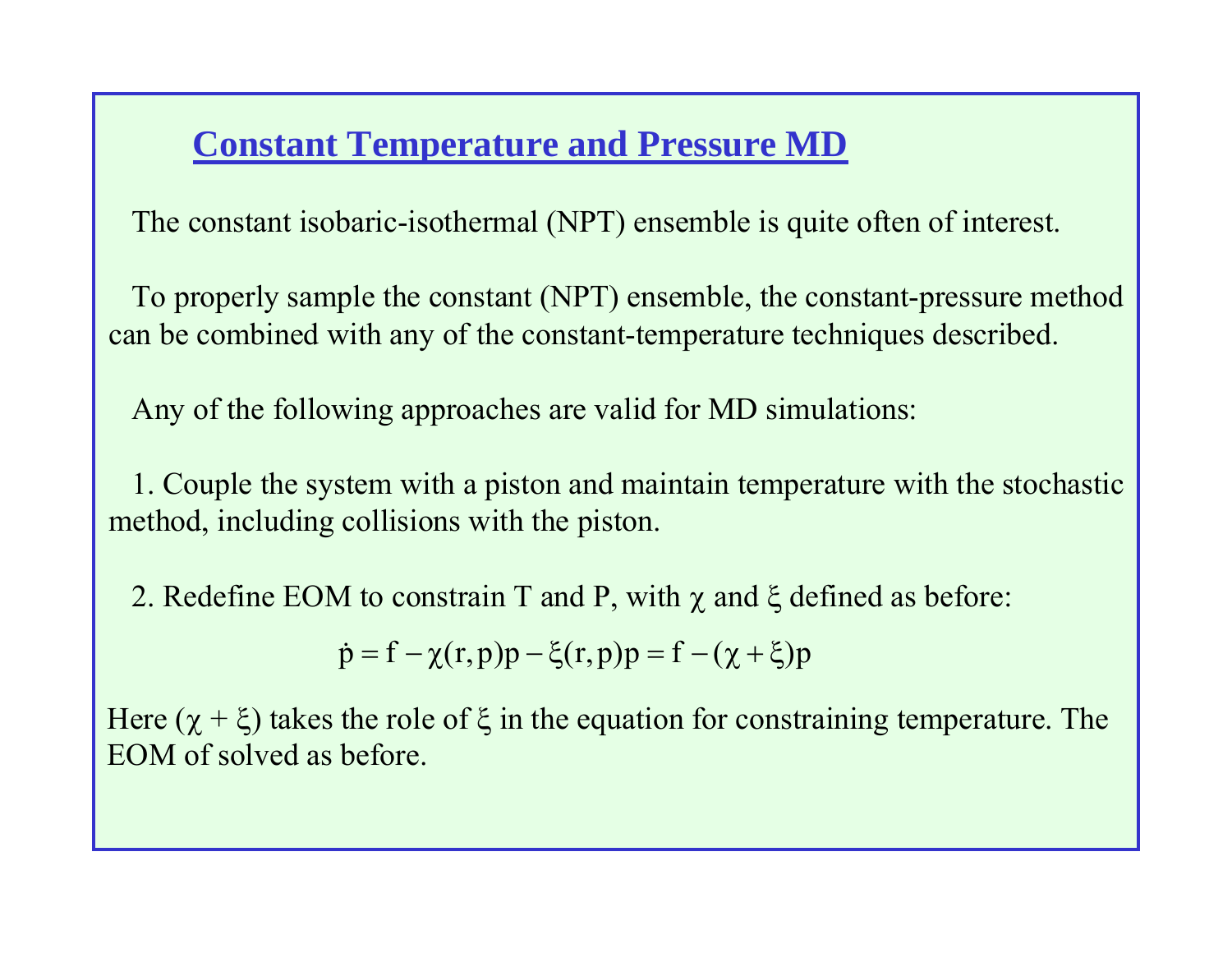# Constant Temperature and Pressure MD

The constant isobaric-isothermal (NPT) ensemble is quite often of interest.

To properly sample the constant (NPT) ensemble, the constant-pressure method can be combined with any of the constant-temperature techniques described.

Any of the following approaches are valid for MD simulations:

1. Couple the system with a piston and maintain temperature with the stochastic method, including collisions with the piston.

2. Redefine EOM to constrain T and P, with $\chi$ and $\xi$ defined as before:

$$\dot{p} = f - \chi(r,p)p - \xi(r,p)p = f - (\chi + \xi)p$$

Here $(\chi + \xi)$ takes the role of $\xi$ in the equation for constraining temperature. The EOM of solved as before.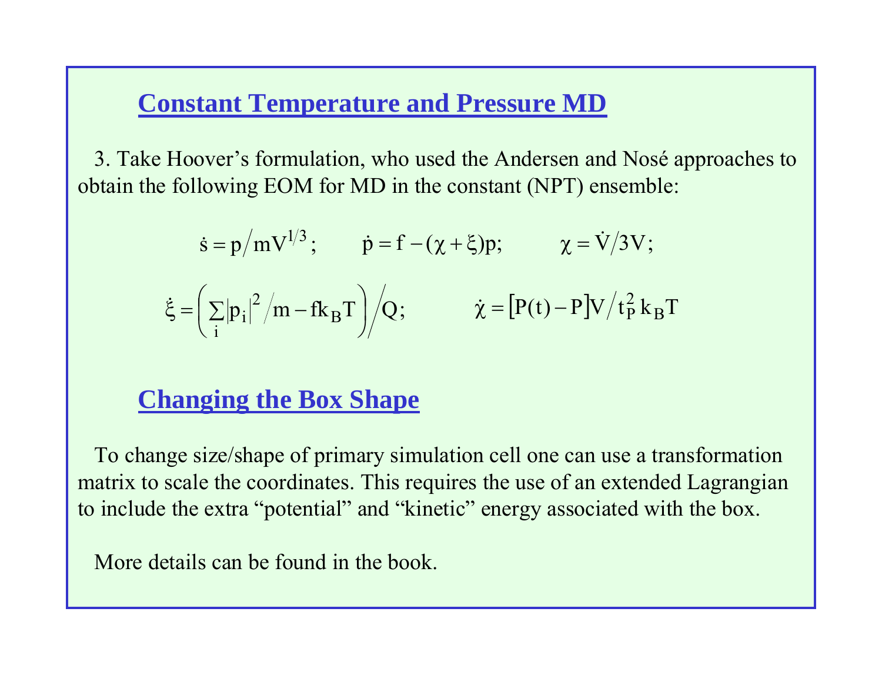## Constant Temperature and Pressure MD

3. Take Hoover's formulation, who used the Andersen and Nosé approaches to obtain the following EOM for MD in the constant (NPT) ensemble:

$$\dot{s} = p / mV^{1/3}; \qquad \dot{p} = f - (\chi + \xi)p; \qquad \chi = \dot{V} / 3V;$$

$$\dot{\xi} = \left( \sum_i |p_i|^2 / m - f k_B T \right) \Big/ Q; \qquad \dot{\chi} = [P(t) - P] V / t_P^2 \, k_B T$$

## Changing the Box Shape

To change size/shape of primary simulation cell one can use a transformation matrix to scale the coordinates. This requires the use of an extended Lagrangian to include the extra "potential" and "kinetic" energy associated with the box.

More details can be found in the book.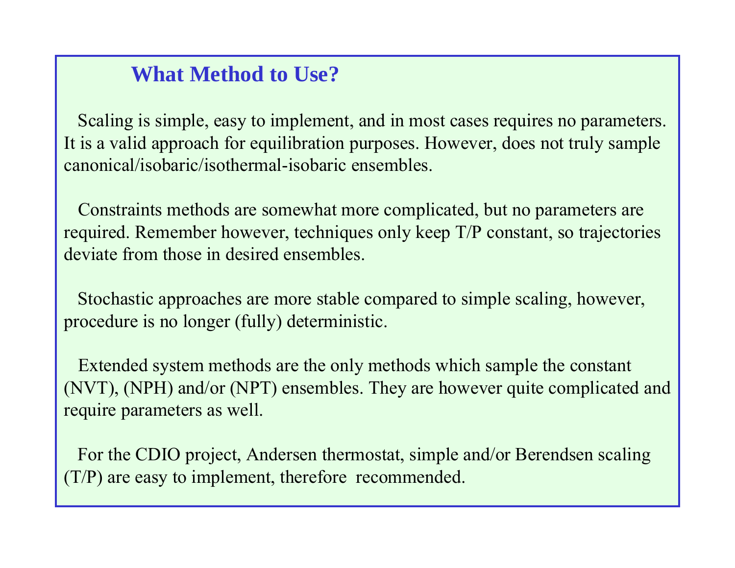## What Method to Use?

Scaling is simple, easy to implement, and in most cases requires no parameters. It is a valid approach for equilibration purposes. However, does not truly sample canonical/isobaric/isothermal-isobaric ensembles.

Constraints methods are somewhat more complicated, but no parameters are required. Remember however, techniques only keep T/P constant, so trajectories deviate from those in desired ensembles.

Stochastic approaches are more stable compared to simple scaling, however, procedure is no longer (fully) deterministic.

Extended system methods are the only methods which sample the constant (NVT), (NPH) and/or (NPT) ensembles. They are however quite complicated and require parameters as well.

For the CDIO project, Andersen thermostat, simple and/or Berendsen scaling (T/P) are easy to implement, therefore recommended.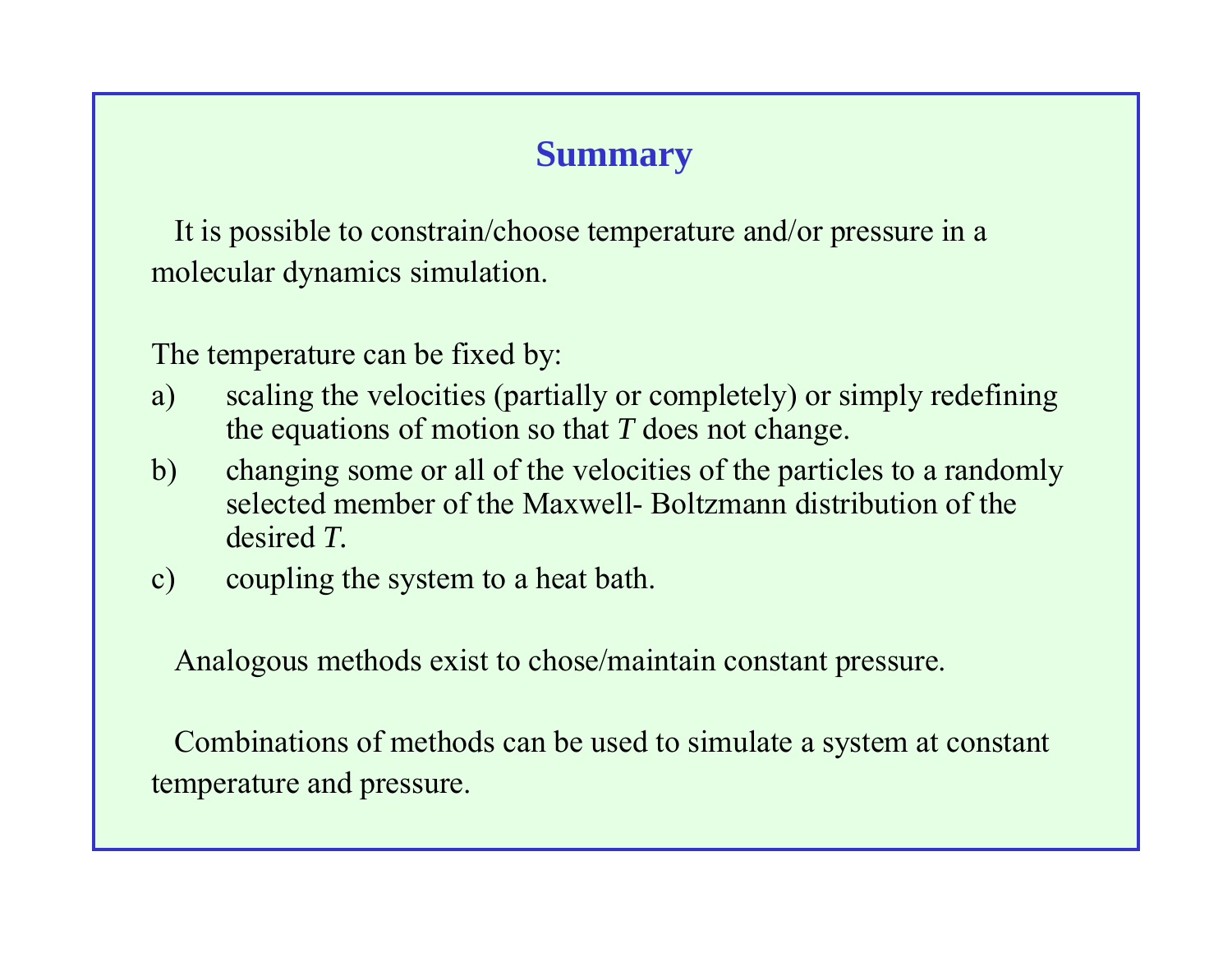# Summary

It is possible to constrain/choose temperature and/or pressure in a molecular dynamics simulation.

The temperature can be fixed by:

a) scaling the velocities (partially or completely) or simply redefining the equations of motion so that $T$ does not change.
b) changing some or all of the velocities of the particles to a randomly selected member of the Maxwell- Boltzmann distribution of the desired $T$.
c) coupling the system to a heat bath.

Analogous methods exist to chose/maintain constant pressure.

Combinations of methods can be used to simulate a system at constant temperature and pressure.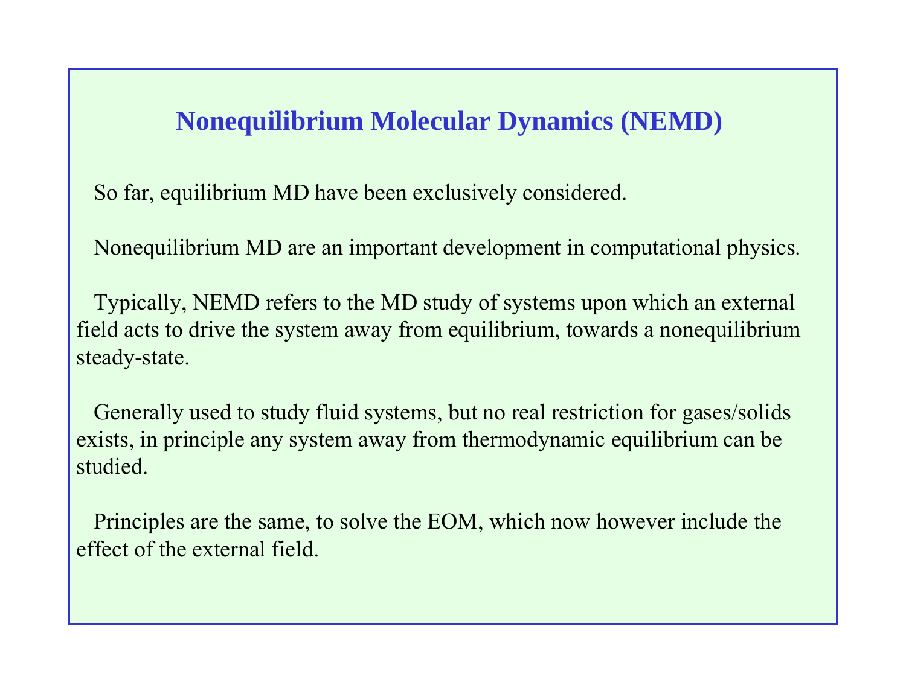# Nonequilibrium Molecular Dynamics (NEMD)

So far, equilibrium MD have been exclusively considered.

Nonequilibrium MD are an important development in computational physics.

Typically, NEMD refers to the MD study of systems upon which an external field acts to drive the system away from equilibrium, towards a nonequilibrium steady-state.

Generally used to study fluid systems, but no real restriction for gases/solids exists, in principle any system away from thermodynamic equilibrium can be studied.

Principles are the same, to solve the EOM, which now however include the effect of the external field.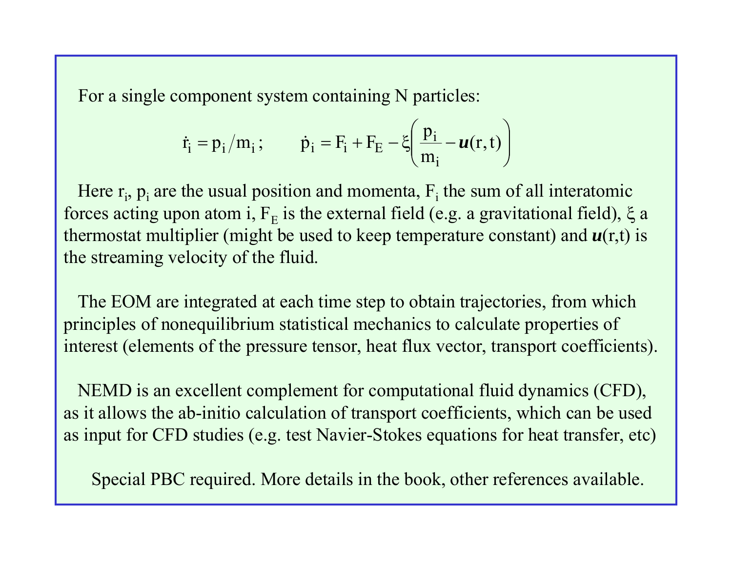For a single component system containing N particles:

$$\dot{r}_i = p_i / m_i \, ; \qquad \dot{p}_i = F_i + F_E - \xi \left( \frac{p_i}{m_i} - \boldsymbol{u}(r,t) \right)$$

Here $r_i$, $p_i$ are the usual position and momenta, $F_i$ the sum of all interatomic forces acting upon atom i, $F_E$ is the external field (e.g. a gravitational field), $\xi$ a thermostat multiplier (might be used to keep temperature constant) and $\boldsymbol{u}(r,t)$ is the streaming velocity of the fluid.

The EOM are integrated at each time step to obtain trajectories, from which principles of nonequilibrium statistical mechanics to calculate properties of interest (elements of the pressure tensor, heat flux vector, transport coefficients).

NEMD is an excellent complement for computational fluid dynamics (CFD), as it allows the ab-initio calculation of transport coefficients, which can be used as input for CFD studies (e.g. test Navier-Stokes equations for heat transfer, etc)

Special PBC required. More details in the book, other references available.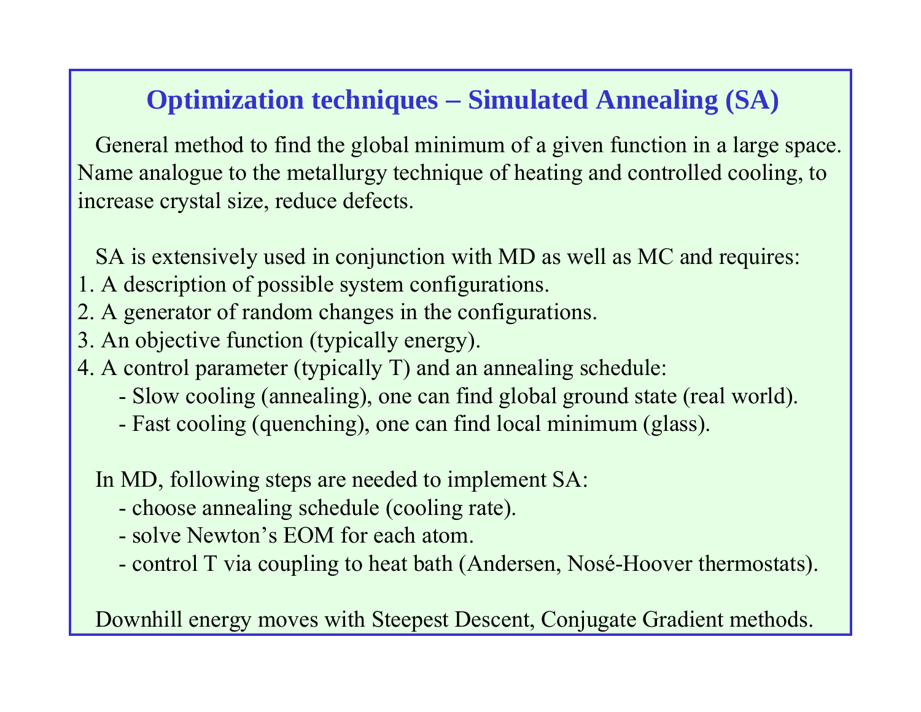## Optimization techniques – Simulated Annealing (SA)

General method to find the global minimum of a given function in a large space. Name analogue to the metallurgy technique of heating and controlled cooling, to increase crystal size, reduce defects.

SA is extensively used in conjunction with MD as well as MC and requires:

1. A description of possible system configurations.
2. A generator of random changes in the configurations.
3. An objective function (typically energy).
4. A control parameter (typically T) and an annealing schedule:
   - Slow cooling (annealing), one can find global ground state (real world).
   - Fast cooling (quenching), one can find local minimum (glass).

In MD, following steps are needed to implement SA:

- choose annealing schedule (cooling rate).
- solve Newton's EOM for each atom.
- control T via coupling to heat bath (Andersen, Nosé-Hoover thermostats).

Downhill energy moves with Steepest Descent, Conjugate Gradient methods.